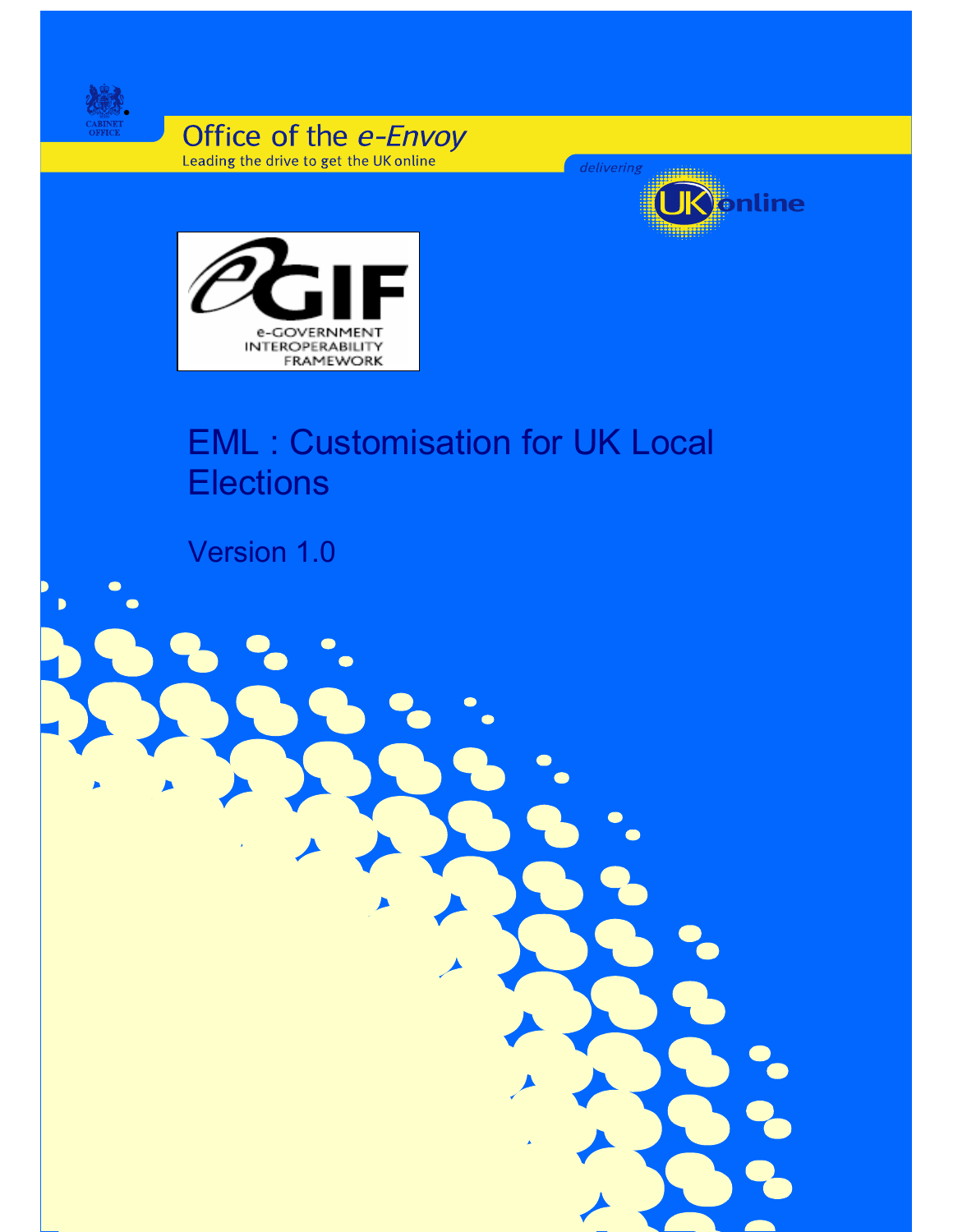CABINET OFFICE

Office of the *e-Envoy*

Leading the drive to get the UK online

*delivering* UK online

e-GIF

e-GOVERNMENT INTEROPERABILITY FRAMEWORK

# EML : Customisation for UK Local Elections

Version 1.0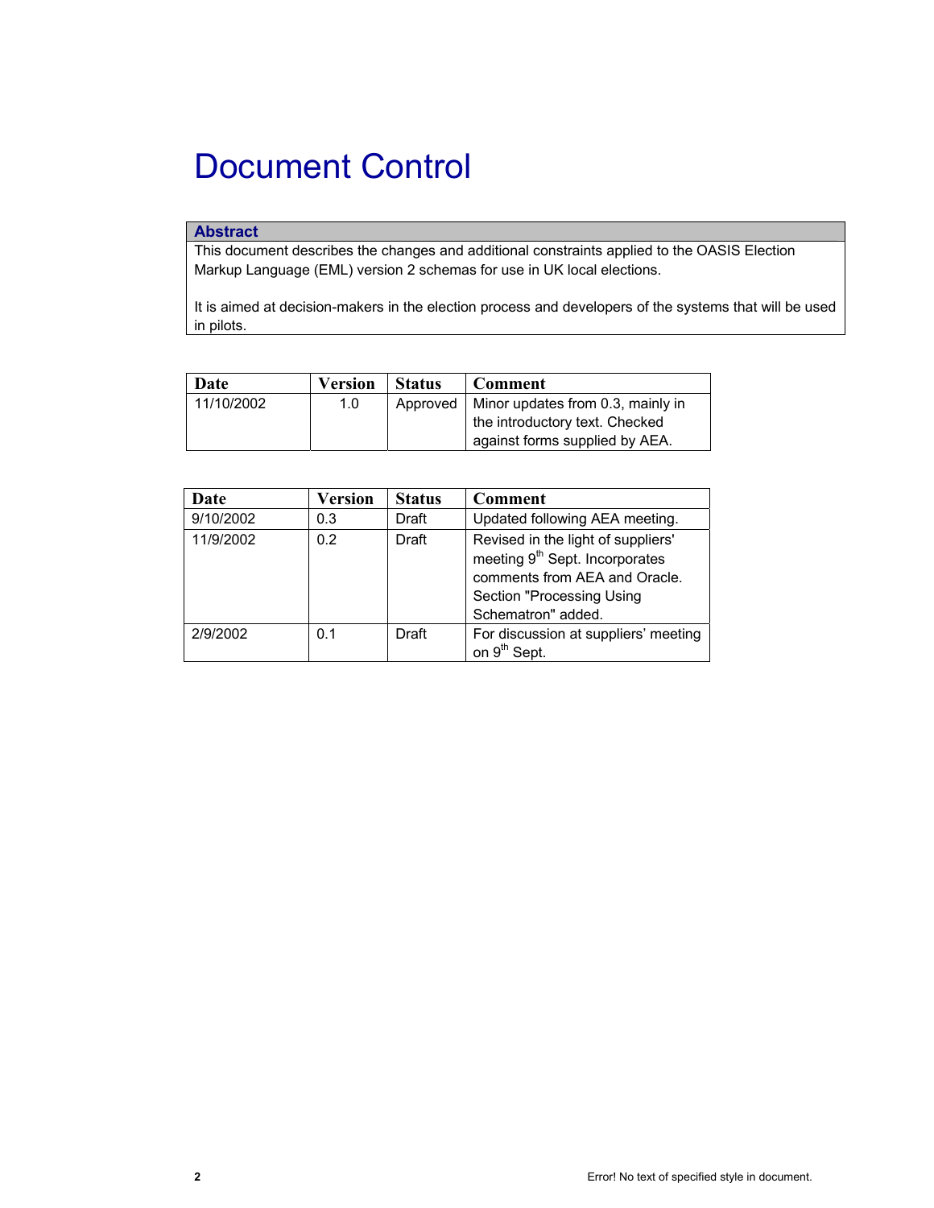# Document Control

| Abstract |
| --- |
| This document describes the changes and additional constraints applied to the OASIS Election Markup Language (EML) version 2 schemas for use in UK local elections.<br><br>It is aimed at decision-makers in the election process and developers of the systems that will be used in pilots. |

| Date | Version | Status | Comment |
| --- | --- | --- | --- |
| 11/10/2002 | 1.0 | Approved | Minor updates from 0.3, mainly in the introductory text. Checked against forms supplied by AEA. |

| Date | Version | Status | Comment |
| --- | --- | --- | --- |
| 9/10/2002 | 0.3 | Draft | Updated following AEA meeting. |
| 11/9/2002 | 0.2 | Draft | Revised in the light of suppliers' meeting 9th Sept. Incorporates comments from AEA and Oracle. Section "Processing Using Schematron" added. |
| 2/9/2002 | 0.1 | Draft | For discussion at suppliers' meeting on 9th Sept. |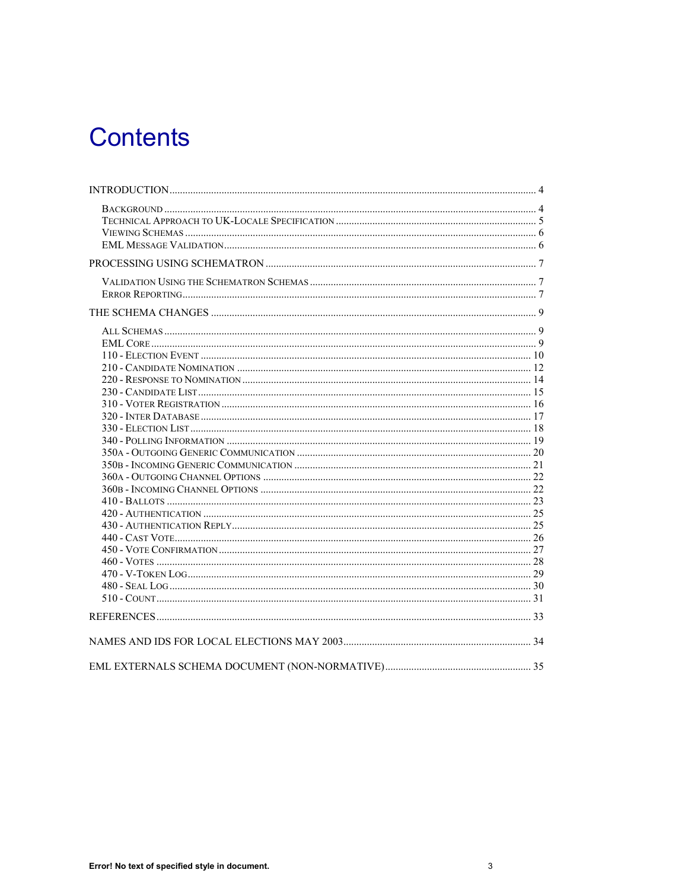# Contents

INTRODUCTION ..... 4

- Background ..... 4
- Technical Approach to UK-Locale Specification ..... 5
- Viewing Schemas ..... 6
- EML Message Validation ..... 6

PROCESSING USING SCHEMATRON ..... 7

- Validation Using the Schematron Schemas ..... 7
- Error Reporting ..... 7

THE SCHEMA CHANGES ..... 9

- All Schemas ..... 9
- EML Core ..... 9
- 110 - Election Event ..... 10
- 210 - Candidate Nomination ..... 12
- 220 - Response to Nomination ..... 14
- 230 - Candidate List ..... 15
- 310 - Voter Registration ..... 16
- 320 - Inter Database ..... 17
- 330 - Election List ..... 18
- 340 - Polling Information ..... 19
- 350a - Outgoing Generic Communication ..... 20
- 350b - Incoming Generic Communication ..... 21
- 360a - Outgoing Channel Options ..... 22
- 360b - Incoming Channel Options ..... 22
- 410 - Ballots ..... 23
- 420 - Authentication ..... 25
- 430 - Authentication Reply ..... 25
- 440 - Cast Vote ..... 26
- 450 - Vote Confirmation ..... 27
- 460 - Votes ..... 28
- 470 - V-Token Log ..... 29
- 480 - Seal Log ..... 30
- 510 - Count ..... 31

REFERENCES ..... 33

NAMES AND IDS FOR LOCAL ELECTIONS MAY 2003 ..... 34

EML EXTERNALS SCHEMA DOCUMENT (NON-NORMATIVE) ..... 35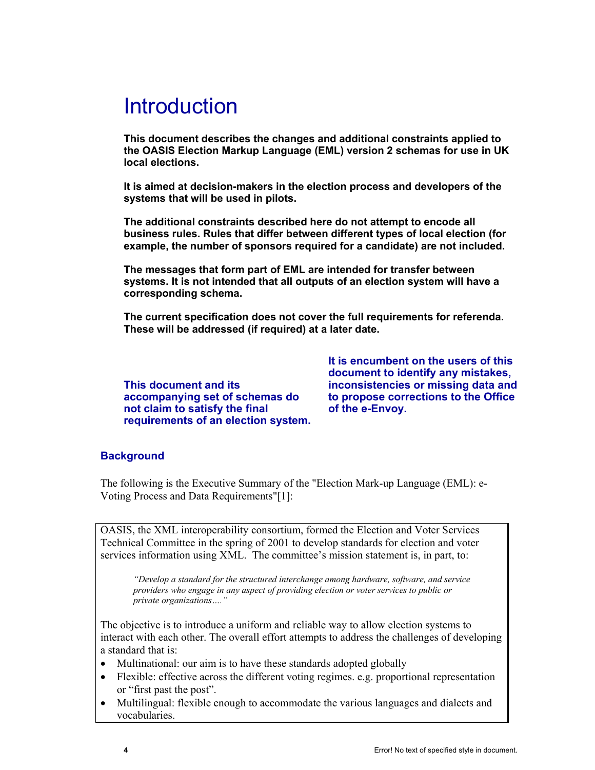# Introduction

**This document describes the changes and additional constraints applied to the OASIS Election Markup Language (EML) version 2 schemas for use in UK local elections.**

**It is aimed at decision-makers in the election process and developers of the systems that will be used in pilots.**

**The additional constraints described here do not attempt to encode all business rules. Rules that differ between different types of local election (for example, the number of sponsors required for a candidate) are not included.**

**The messages that form part of EML are intended for transfer between systems. It is not intended that all outputs of an election system will have a corresponding schema.**

**The current specification does not cover the full requirements for referenda. These will be addressed (if required) at a later date.**

**This document and its accompanying set of schemas do not claim to satisfy the final requirements of an election system.**

**It is encumbent on the users of this document to identify any mistakes, inconsistencies or missing data and to propose corrections to the Office of the e-Envoy.**

### Background

The following is the Executive Summary of the "Election Mark-up Language (EML): e-Voting Process and Data Requirements"[1]:

> OASIS, the XML interoperability consortium, formed the Election and Voter Services Technical Committee in the spring of 2001 to develop standards for election and voter services information using XML. The committee's mission statement is, in part, to:
>
> > *"Develop a standard for the structured interchange among hardware, software, and service providers who engage in any aspect of providing election or voter services to public or private organizations…."*
>
> The objective is to introduce a uniform and reliable way to allow election systems to interact with each other. The overall effort attempts to address the challenges of developing a standard that is:
>
> - Multinational: our aim is to have these standards adopted globally
> - Flexible: effective across the different voting regimes. e.g. proportional representation or "first past the post".
> - Multilingual: flexible enough to accommodate the various languages and dialects and vocabularies.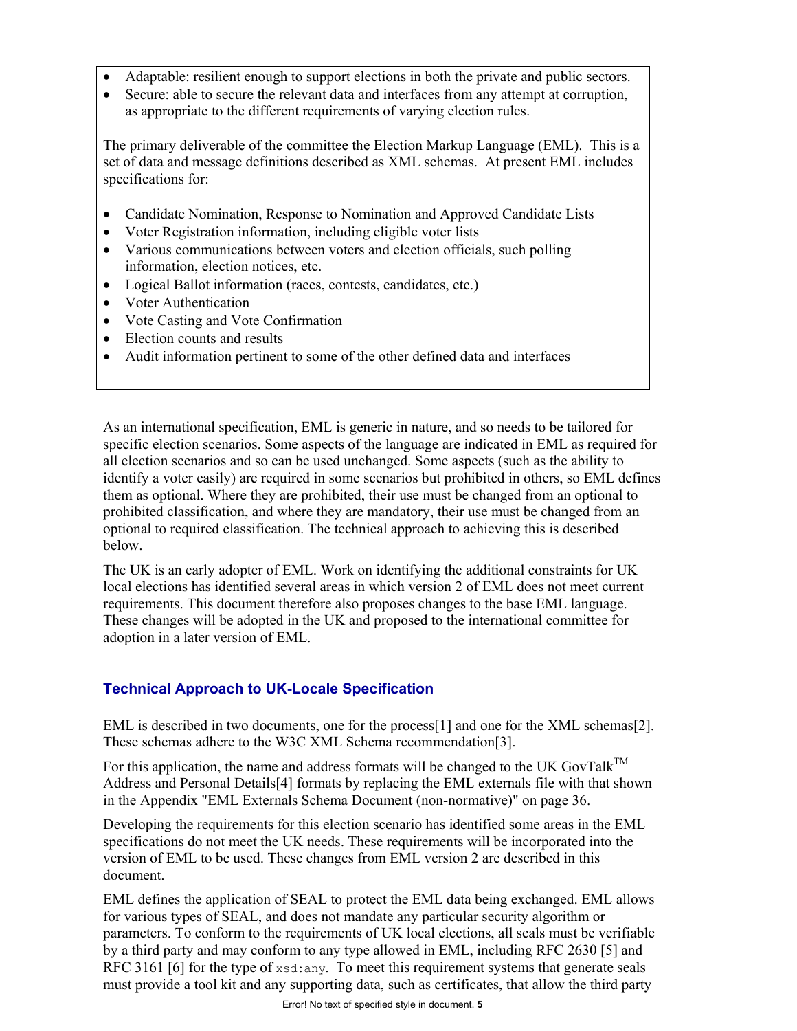- Adaptable: resilient enough to support elections in both the private and public sectors.
- Secure: able to secure the relevant data and interfaces from any attempt at corruption, as appropriate to the different requirements of varying election rules.

The primary deliverable of the committee the Election Markup Language (EML). This is a set of data and message definitions described as XML schemas. At present EML includes specifications for:

- Candidate Nomination, Response to Nomination and Approved Candidate Lists
- Voter Registration information, including eligible voter lists
- Various communications between voters and election officials, such polling information, election notices, etc.
- Logical Ballot information (races, contests, candidates, etc.)
- Voter Authentication
- Vote Casting and Vote Confirmation
- Election counts and results
- Audit information pertinent to some of the other defined data and interfaces

As an international specification, EML is generic in nature, and so needs to be tailored for specific election scenarios. Some aspects of the language are indicated in EML as required for all election scenarios and so can be used unchanged. Some aspects (such as the ability to identify a voter easily) are required in some scenarios but prohibited in others, so EML defines them as optional. Where they are prohibited, their use must be changed from an optional to prohibited classification, and where they are mandatory, their use must be changed from an optional to required classification. The technical approach to achieving this is described below.

The UK is an early adopter of EML. Work on identifying the additional constraints for UK local elections has identified several areas in which version 2 of EML does not meet current requirements. This document therefore also proposes changes to the base EML language. These changes will be adopted in the UK and proposed to the international committee for adoption in a later version of EML.

## Technical Approach to UK-Locale Specification

EML is described in two documents, one for the process[1] and one for the XML schemas[2]. These schemas adhere to the W3C XML Schema recommendation[3].

For this application, the name and address formats will be changed to the UK GovTalk™ Address and Personal Details[4] formats by replacing the EML externals file with that shown in the Appendix "EML Externals Schema Document (non-normative)" on page 36.

Developing the requirements for this election scenario has identified some areas in the EML specifications do not meet the UK needs. These requirements will be incorporated into the version of EML to be used. These changes from EML version 2 are described in this document.

EML defines the application of SEAL to protect the EML data being exchanged. EML allows for various types of SEAL, and does not mandate any particular security algorithm or parameters. To conform to the requirements of UK local elections, all seals must be verifiable by a third party and may conform to any type allowed in EML, including RFC 2630 [5] and RFC 3161 [6] for the type of `xsd:any`. To meet this requirement systems that generate seals must provide a tool kit and any supporting data, such as certificates, that allow the third party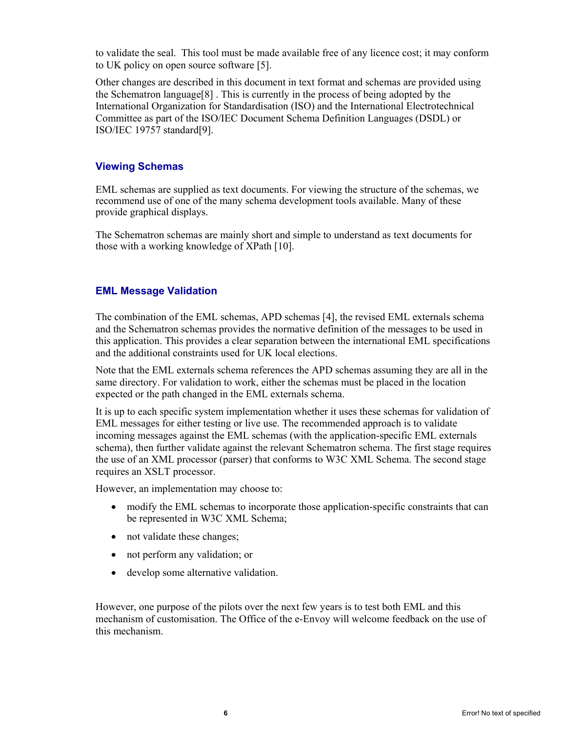to validate the seal. This tool must be made available free of any licence cost; it may conform to UK policy on open source software [5].

Other changes are described in this document in text format and schemas are provided using the Schematron language[8] . This is currently in the process of being adopted by the International Organization for Standardisation (ISO) and the International Electrotechnical Committee as part of the ISO/IEC Document Schema Definition Languages (DSDL) or ISO/IEC 19757 standard[9].

### Viewing Schemas

EML schemas are supplied as text documents. For viewing the structure of the schemas, we recommend use of one of the many schema development tools available. Many of these provide graphical displays.

The Schematron schemas are mainly short and simple to understand as text documents for those with a working knowledge of XPath [10].

### EML Message Validation

The combination of the EML schemas, APD schemas [4], the revised EML externals schema and the Schematron schemas provides the normative definition of the messages to be used in this application. This provides a clear separation between the international EML specifications and the additional constraints used for UK local elections.

Note that the EML externals schema references the APD schemas assuming they are all in the same directory. For validation to work, either the schemas must be placed in the location expected or the path changed in the EML externals schema.

It is up to each specific system implementation whether it uses these schemas for validation of EML messages for either testing or live use. The recommended approach is to validate incoming messages against the EML schemas (with the application-specific EML externals schema), then further validate against the relevant Schematron schema. The first stage requires the use of an XML processor (parser) that conforms to W3C XML Schema. The second stage requires an XSLT processor.

However, an implementation may choose to:

- modify the EML schemas to incorporate those application-specific constraints that can be represented in W3C XML Schema;
- not validate these changes;
- not perform any validation; or
- develop some alternative validation.

However, one purpose of the pilots over the next few years is to test both EML and this mechanism of customisation. The Office of the e-Envoy will welcome feedback on the use of this mechanism.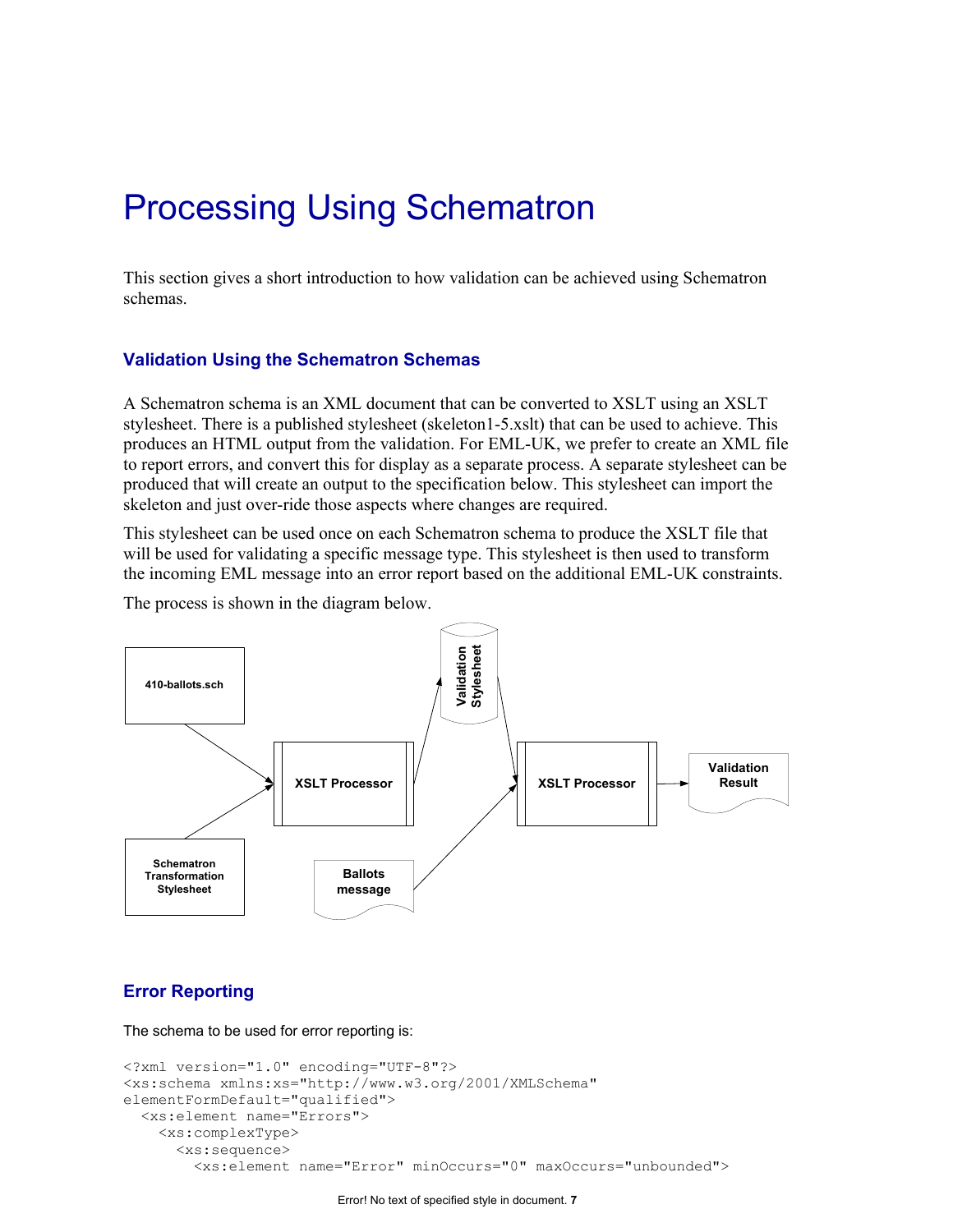# Processing Using Schematron

This section gives a short introduction to how validation can be achieved using Schematron schemas.

## Validation Using the Schematron Schemas

A Schematron schema is an XML document that can be converted to XSLT using an XSLT stylesheet. There is a published stylesheet (skeleton1-5.xslt) that can be used to achieve. This produces an HTML output from the validation. For EML-UK, we prefer to create an XML file to report errors, and convert this for display as a separate process. A separate stylesheet can be produced that will create an output to the specification below. This stylesheet can import the skeleton and just over-ride those aspects where changes are required.

This stylesheet can be used once on each Schematron schema to produce the XSLT file that will be used for validating a specific message type. This stylesheet is then used to transform the incoming EML message into an error report based on the additional EML-UK constraints.

The process is shown in the diagram below.

410-ballots.sch

Schematron Transformation Stylesheet

XSLT Processor

Validation Stylesheet

Ballots message

XSLT Processor

Validation Result

## Error Reporting

The schema to be used for error reporting is:

```
<?xml version="1.0" encoding="UTF-8"?>
<xs:schema xmlns:xs="http://www.w3.org/2001/XMLSchema"
elementFormDefault="qualified">
  <xs:element name="Errors">
    <xs:complexType>
      <xs:sequence>
        <xs:element name="Error" minOccurs="0" maxOccurs="unbounded">
```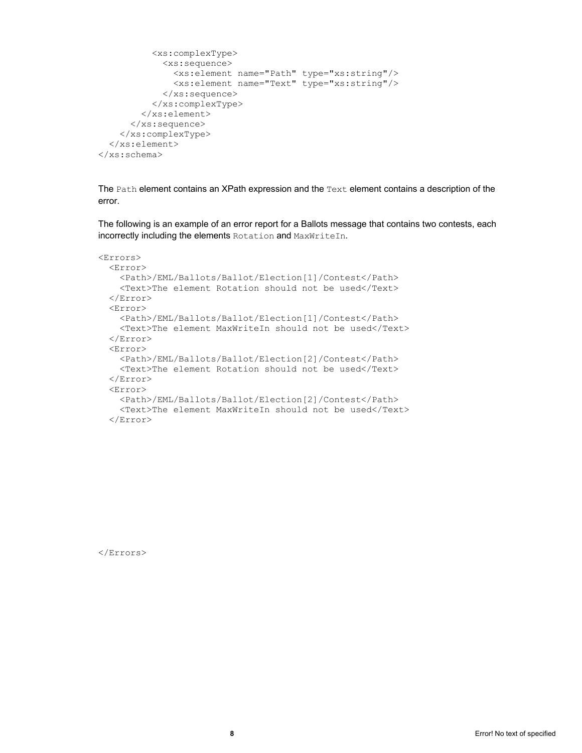```
          <xs:complexType>
            <xs:sequence>
              <xs:element name="Path" type="xs:string"/>
              <xs:element name="Text" type="xs:string"/>
            </xs:sequence>
          </xs:complexType>
        </xs:element>
      </xs:sequence>
    </xs:complexType>
  </xs:element>
</xs:schema>
```

The `Path` element contains an XPath expression and the `Text` element contains a description of the error.

The following is an example of an error report for a Ballots message that contains two contests, each incorrectly including the elements `Rotation` and `MaxWriteIn`.

```
<Errors>
  <Error>
    <Path>/EML/Ballots/Ballot/Election[1]/Contest</Path>
    <Text>The element Rotation should not be used</Text>
  </Error>
  <Error>
    <Path>/EML/Ballots/Ballot/Election[1]/Contest</Path>
    <Text>The element MaxWriteIn should not be used</Text>
  </Error>
  <Error>
    <Path>/EML/Ballots/Ballot/Election[2]/Contest</Path>
    <Text>The element Rotation should not be used</Text>
  </Error>
  <Error>
    <Path>/EML/Ballots/Ballot/Election[2]/Contest</Path>
    <Text>The element MaxWriteIn should not be used</Text>
  </Error>
</Errors>
```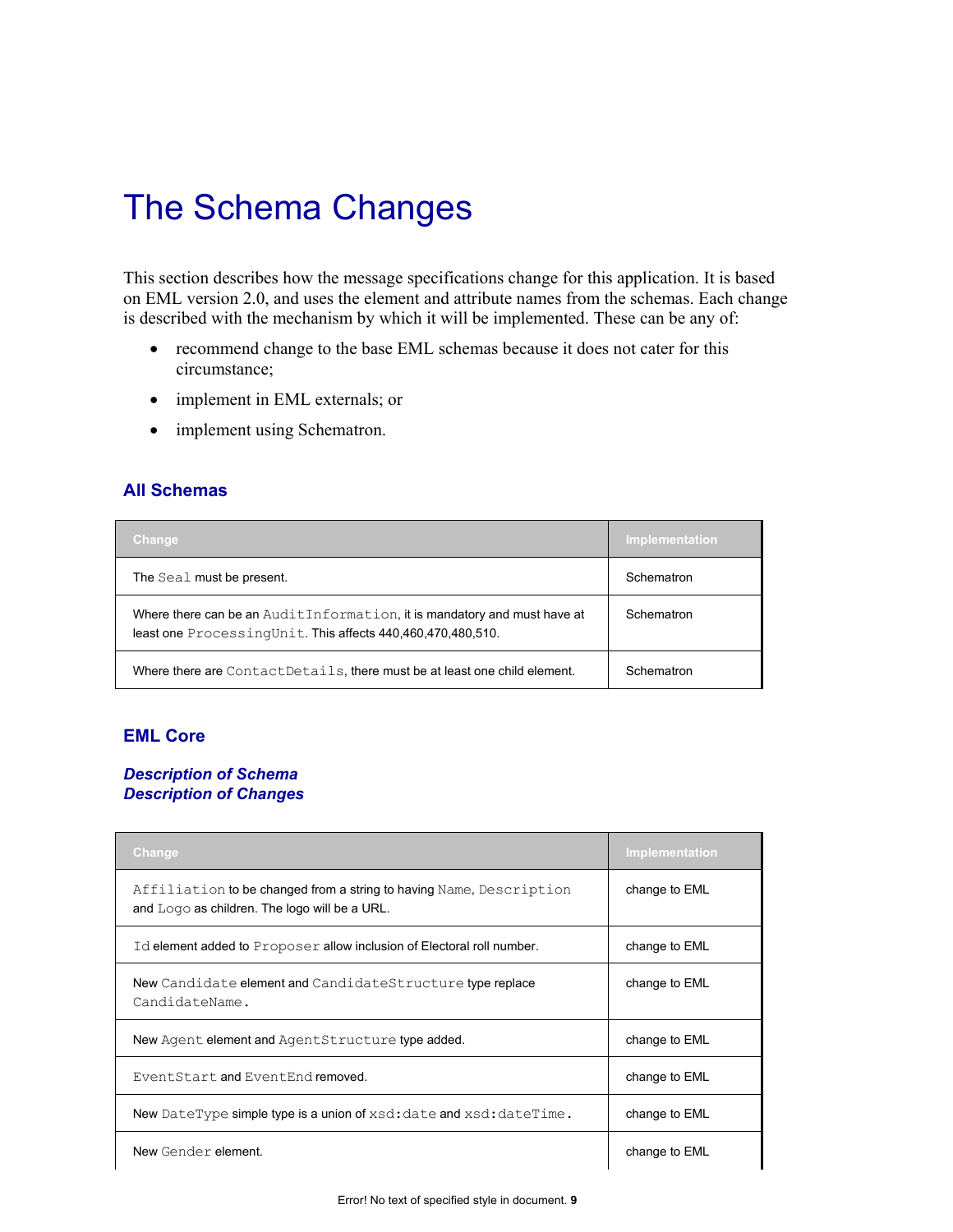# The Schema Changes

This section describes how the message specifications change for this application. It is based on EML version 2.0, and uses the element and attribute names from the schemas. Each change is described with the mechanism by which it will be implemented. These can be any of:

- recommend change to the base EML schemas because it does not cater for this circumstance;
- implement in EML externals; or
- implement using Schematron.

## All Schemas

| Change | Implementation |
|---|---|
| The `Seal` must be present. | Schematron |
| Where there can be an `AuditInformation`, it is mandatory and must have at least one `ProcessingUnit`. This affects 440,460,470,480,510. | Schematron |
| Where there are `ContactDetails`, there must be at least one child element. | Schematron |

## EML Core

### *Description of Schema*

### *Description of Changes*

| Change | Implementation |
|---|---|
| `Affiliation` to be changed from a string to having `Name`, `Description` and `Logo` as children. The logo will be a URL. | change to EML |
| `Id` element added to `Proposer` allow inclusion of Electoral roll number. | change to EML |
| New `Candidate` element and `CandidateStructure` type replace `CandidateName`. | change to EML |
| New `Agent` element and `AgentStructure` type added. | change to EML |
| `EventStart` and `EventEnd` removed. | change to EML |
| New `DateType` simple type is a union of `xsd:date` and `xsd:dateTime`. | change to EML |
| New `Gender` element. | change to EML |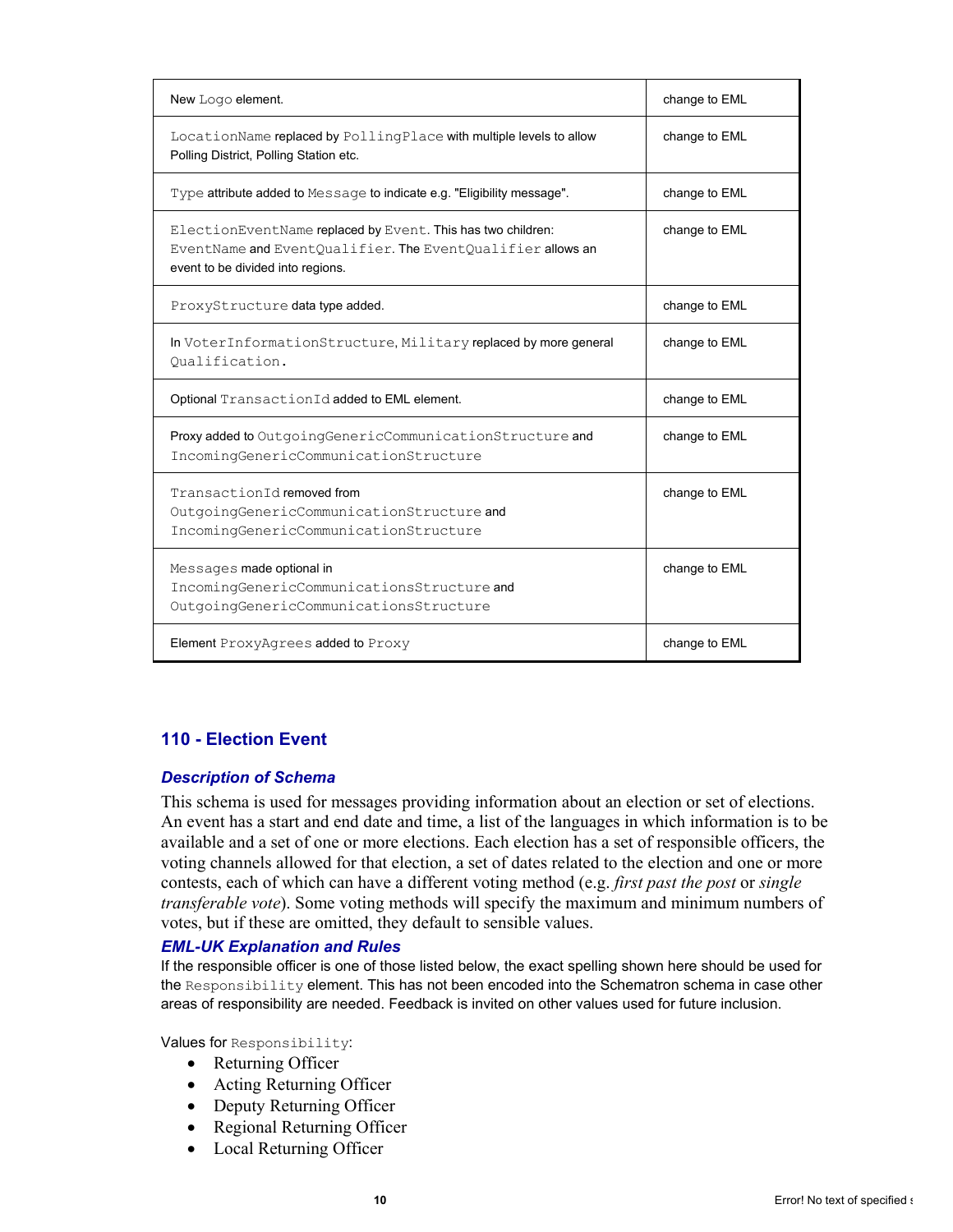| | |
|---|---|
| New Logo element. | change to EML |
| LocationName replaced by PollingPlace with multiple levels to allow Polling District, Polling Station etc. | change to EML |
| Type attribute added to Message to indicate e.g. "Eligibility message". | change to EML |
| ElectionEventName replaced by Event. This has two children: EventName and EventQualifier. The EventQualifier allows an event to be divided into regions. | change to EML |
| ProxyStructure data type added. | change to EML |
| In VoterInformationStructure, Military replaced by more general Qualification. | change to EML |
| Optional TransactionId added to EML element. | change to EML |
| Proxy added to OutgoingGenericCommunicationStructure and IncomingGenericCommunicationStructure | change to EML |
| TransactionId removed from OutgoingGenericCommunicationStructure and IncomingGenericCommunicationStructure | change to EML |
| Messages made optional in IncomingGenericCommunicationsStructure and OutgoingGenericCommunicationsStructure | change to EML |
| Element ProxyAgrees added to Proxy | change to EML |

## 110 - Election Event

### *Description of Schema*

This schema is used for messages providing information about an election or set of elections. An event has a start and end date and time, a list of the languages in which information is to be available and a set of one or more elections. Each election has a set of responsible officers, the voting channels allowed for that election, a set of dates related to the election and one or more contests, each of which can have a different voting method (e.g. *first past the post* or *single transferable vote*). Some voting methods will specify the maximum and minimum numbers of votes, but if these are omitted, they default to sensible values.

### *EML-UK Explanation and Rules*

If the responsible officer is one of those listed below, the exact spelling shown here should be used for the Responsibility element. This has not been encoded into the Schematron schema in case other areas of responsibility are needed. Feedback is invited on other values used for future inclusion.

Values for Responsibility:

- Returning Officer
- Acting Returning Officer
- Deputy Returning Officer
- Regional Returning Officer
- Local Returning Officer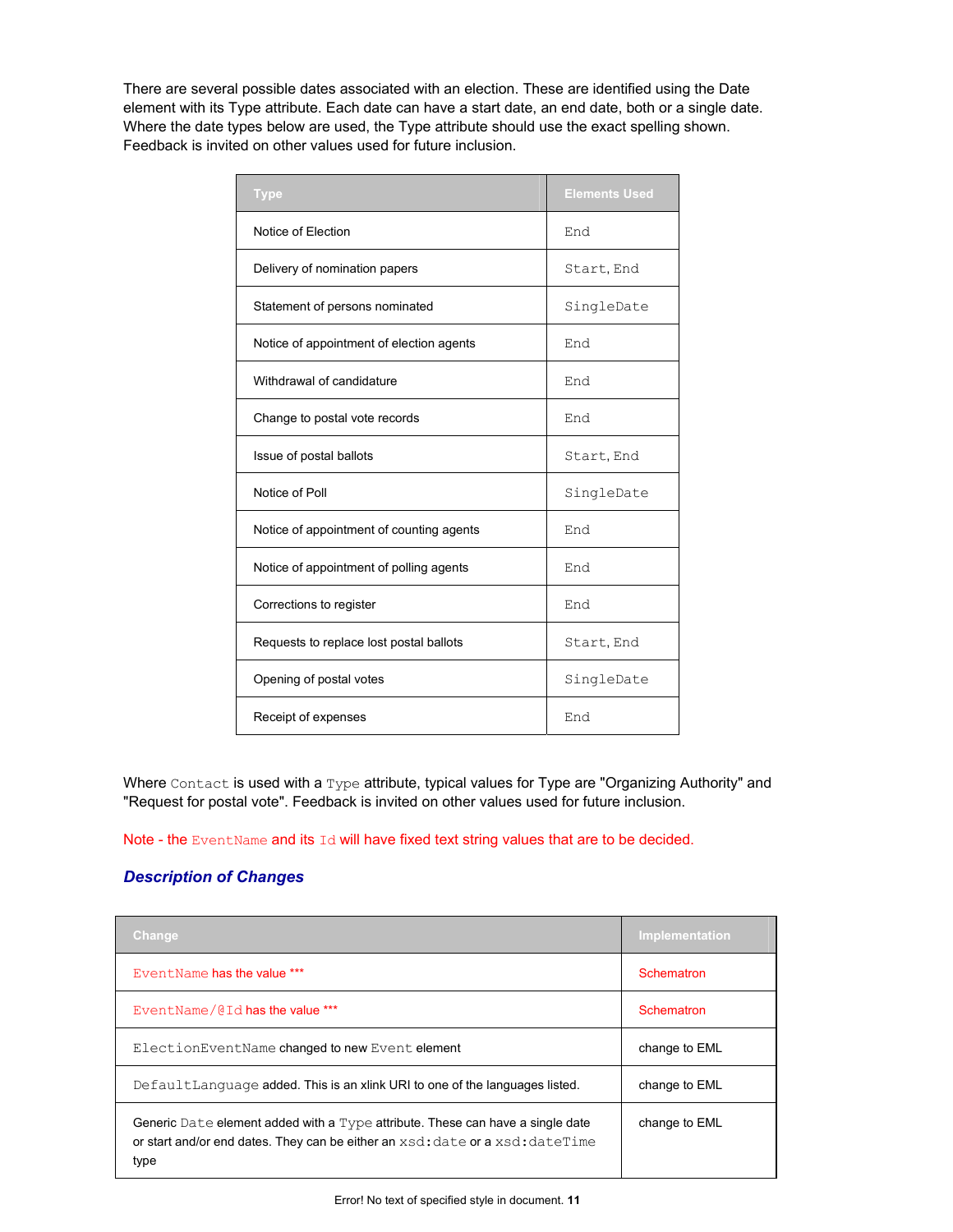There are several possible dates associated with an election. These are identified using the Date element with its Type attribute. Each date can have a start date, an end date, both or a single date. Where the date types below are used, the Type attribute should use the exact spelling shown. Feedback is invited on other values used for future inclusion.

| Type | Elements Used |
|---|---|
| Notice of Election | `End` |
| Delivery of nomination papers | `Start`, `End` |
| Statement of persons nominated | `SingleDate` |
| Notice of appointment of election agents | `End` |
| Withdrawal of candidature | `End` |
| Change to postal vote records | `End` |
| Issue of postal ballots | `Start`, `End` |
| Notice of Poll | `SingleDate` |
| Notice of appointment of counting agents | `End` |
| Notice of appointment of polling agents | `End` |
| Corrections to register | `End` |
| Requests to replace lost postal ballots | `Start`, `End` |
| Opening of postal votes | `SingleDate` |
| Receipt of expenses | `End` |

Where `Contact` is used with a `Type` attribute, typical values for Type are "Organizing Authority" and "Request for postal vote". Feedback is invited on other values used for future inclusion.

Note - the `EventName` and its `Id` will have fixed text string values that are to be decided.

### *Description of Changes*

| Change | Implementation |
|---|---|
| `EventName` has the value *** | Schematron |
| `EventName/@Id` has the value *** | Schematron |
| `ElectionEventName` changed to new `Event` element | change to EML |
| `DefaultLanguage` added. This is an xlink URI to one of the languages listed. | change to EML |
| Generic `Date` element added with a `Type` attribute. These can have a single date or start and/or end dates. They can be either an `xsd:date` or a `xsd:dateTime` type | change to EML |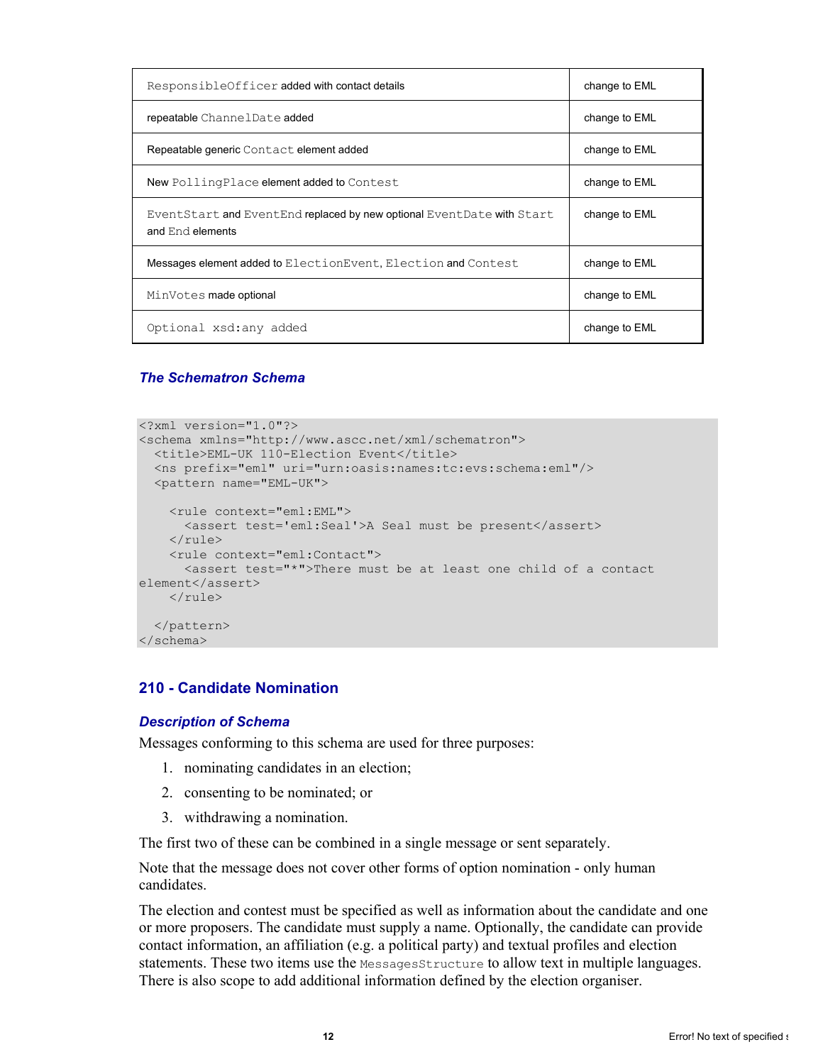| | |
|---|---|
| `ResponsibleOfficer` added with contact details | change to EML |
| repeatable `ChannelDate` added | change to EML |
| Repeatable generic `Contact` element added | change to EML |
| New `PollingPlace` element added to `Contest` | change to EML |
| `EventStart` and `EventEnd` replaced by new optional `EventDate` with `Start` and `End` elements | change to EML |
| Messages element added to `ElectionEvent`, `Election` and `Contest` | change to EML |
| `MinVotes` made optional | change to EML |
| `Optional xsd:any added` | change to EML |

### *The Schematron Schema*

```
<?xml version="1.0"?>
<schema xmlns="http://www.ascc.net/xml/schematron">
  <title>EML-UK 110-Election Event</title>
  <ns prefix="eml" uri="urn:oasis:names:tc:evs:schema:eml"/>
  <pattern name="EML-UK">

    <rule context="eml:EML">
      <assert test='eml:Seal'>A Seal must be present</assert>
    </rule>
    <rule context="eml:Contact">
      <assert test="*">There must be at least one child of a contact
element</assert>
    </rule>

  </pattern>
</schema>
```

## 210 - Candidate Nomination

### *Description of Schema*

Messages conforming to this schema are used for three purposes:

1. nominating candidates in an election;
2. consenting to be nominated; or
3. withdrawing a nomination.

The first two of these can be combined in a single message or sent separately.

Note that the message does not cover other forms of option nomination - only human candidates.

The election and contest must be specified as well as information about the candidate and one or more proposers. The candidate must supply a name. Optionally, the candidate can provide contact information, an affiliation (e.g. a political party) and textual profiles and election statements. These two items use the `MessagesStructure` to allow text in multiple languages. There is also scope to add additional information defined by the election organiser.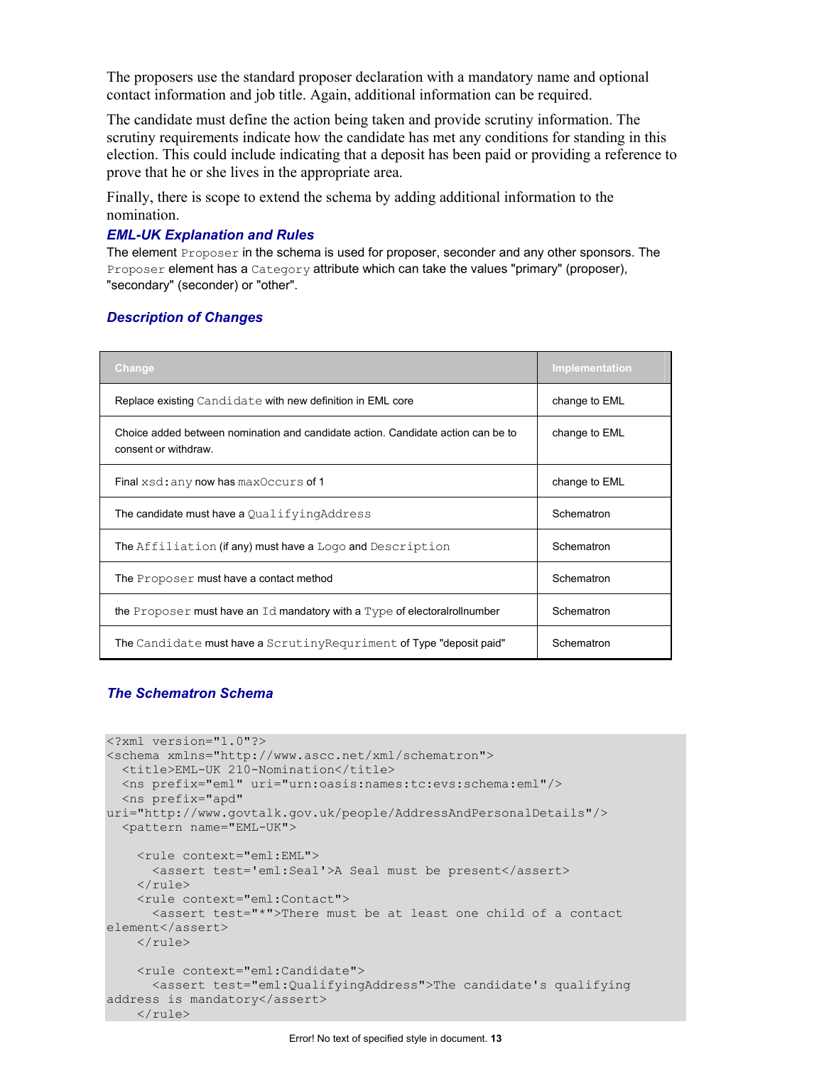The proposers use the standard proposer declaration with a mandatory name and optional contact information and job title. Again, additional information can be required.

The candidate must define the action being taken and provide scrutiny information. The scrutiny requirements indicate how the candidate has met any conditions for standing in this election. This could include indicating that a deposit has been paid or providing a reference to prove that he or she lives in the appropriate area.

Finally, there is scope to extend the schema by adding additional information to the nomination.

### *EML-UK Explanation and Rules*

The element `Proposer` in the schema is used for proposer, seconder and any other sponsors. The `Proposer` element has a `Category` attribute which can take the values "primary" (proposer), "secondary" (seconder) or "other".

### *Description of Changes*

| Change | Implementation |
|---|---|
| Replace existing `Candidate` with new definition in EML core | change to EML |
| Choice added between nomination and candidate action. Candidate action can be to consent or withdraw. | change to EML |
| Final `xsd:any` now has `maxOccurs` of 1 | change to EML |
| The candidate must have a `QualifyingAddress` | Schematron |
| The `Affiliation` (if any) must have a `Logo` and `Description` | Schematron |
| The `Proposer` must have a contact method | Schematron |
| the `Proposer` must have an `Id` mandatory with a `Type` of electoralrollnumber | Schematron |
| The `Candidate` must have a `ScrutinyRequriment` of Type "deposit paid" | Schematron |

### *The Schematron Schema*

```
<?xml version="1.0"?>
<schema xmlns="http://www.ascc.net/xml/schematron">
  <title>EML-UK 210-Nomination</title>
  <ns prefix="eml" uri="urn:oasis:names:tc:evs:schema:eml"/>
  <ns prefix="apd"
uri="http://www.govtalk.gov.uk/people/AddressAndPersonalDetails"/>
  <pattern name="EML-UK">

    <rule context="eml:EML">
      <assert test='eml:Seal'>A Seal must be present</assert>
    </rule>
    <rule context="eml:Contact">
      <assert test="*">There must be at least one child of a contact
element</assert>
    </rule>

    <rule context="eml:Candidate">
      <assert test="eml:QualifyingAddress">The candidate's qualifying
address is mandatory</assert>
    </rule>
```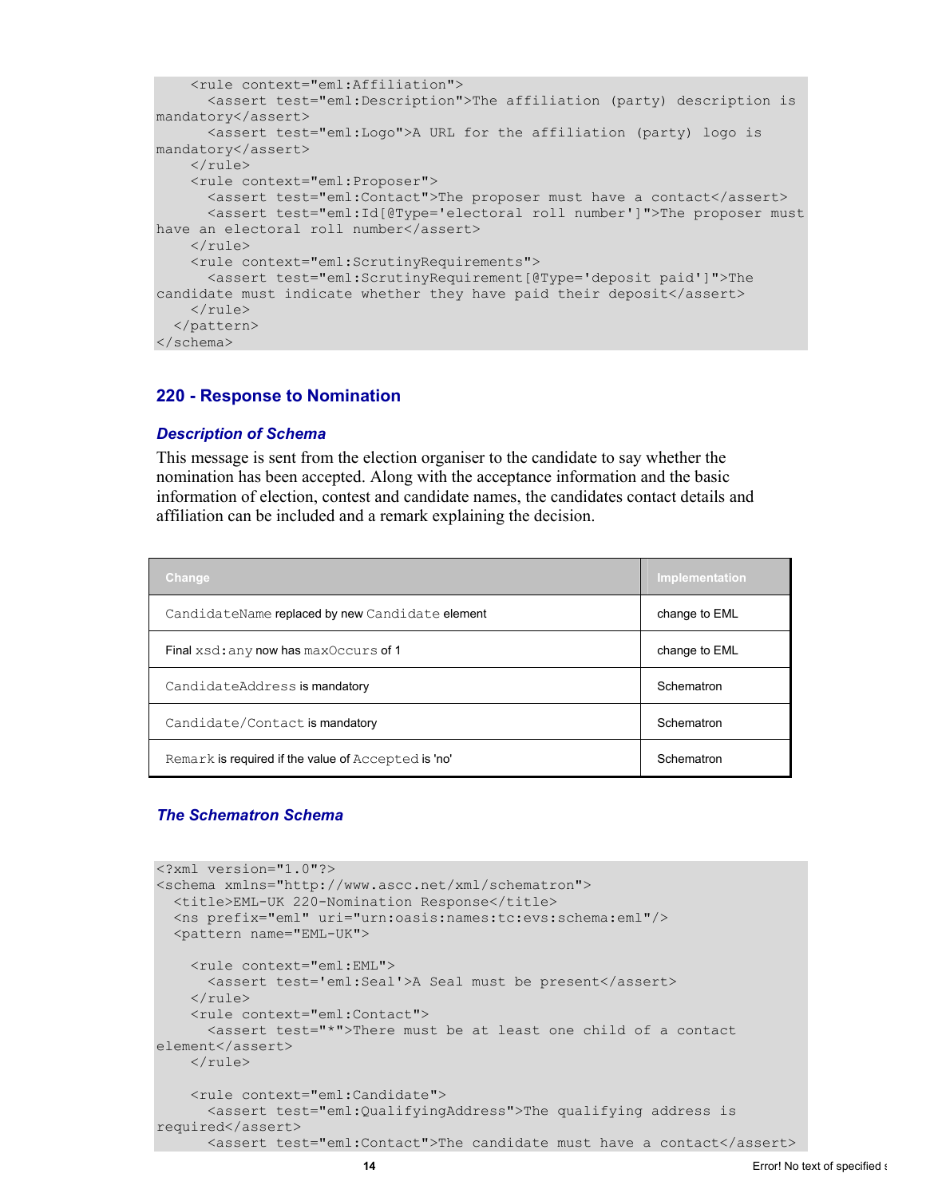```
    <rule context="eml:Affiliation">
      <assert test="eml:Description">The affiliation (party) description is mandatory</assert>
      <assert test="eml:Logo">A URL for the affiliation (party) logo is mandatory</assert>
    </rule>
    <rule context="eml:Proposer">
      <assert test="eml:Contact">The proposer must have a contact</assert>
      <assert test="eml:Id[@Type='electoral roll number']">The proposer must have an electoral roll number</assert>
    </rule>
    <rule context="eml:ScrutinyRequirements">
      <assert test="eml:ScrutinyRequirement[@Type='deposit paid']">The candidate must indicate whether they have paid their deposit</assert>
    </rule>
  </pattern>
</schema>
```

### 220 - Response to Nomination

#### *Description of Schema*

This message is sent from the election organiser to the candidate to say whether the nomination has been accepted. Along with the acceptance information and the basic information of election, contest and candidate names, the candidates contact details and affiliation can be included and a remark explaining the decision.

| Change | Implementation |
| --- | --- |
| `CandidateName` replaced by new `Candidate` element | change to EML |
| Final `xsd:any` now has `maxOccurs` of 1 | change to EML |
| `CandidateAddress` is mandatory | Schematron |
| `Candidate/Contact` is mandatory | Schematron |
| `Remark` is required if the value of `Accepted` is 'no' | Schematron |

#### *The Schematron Schema*

```
<?xml version="1.0"?>
<schema xmlns="http://www.ascc.net/xml/schematron">
  <title>EML-UK 220-Nomination Response</title>
  <ns prefix="eml" uri="urn:oasis:names:tc:evs:schema:eml"/>
  <pattern name="EML-UK">

    <rule context="eml:EML">
      <assert test='eml:Seal'>A Seal must be present</assert>
    </rule>
    <rule context="eml:Contact">
      <assert test="*">There must be at least one child of a contact element</assert>
    </rule>

    <rule context="eml:Candidate">
      <assert test="eml:QualifyingAddress">The qualifying address is required</assert>
      <assert test="eml:Contact">The candidate must have a contact</assert>
```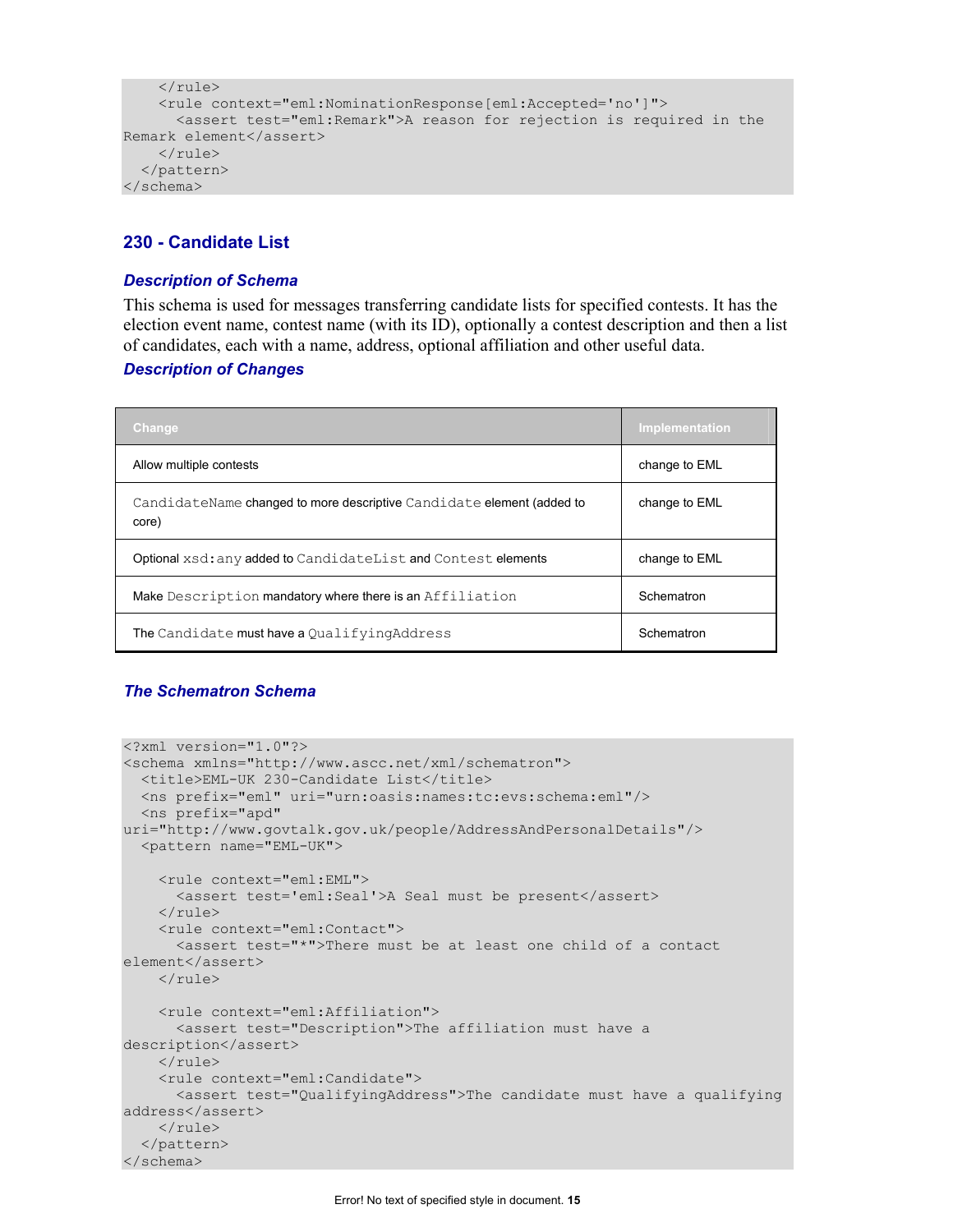```
    </rule>
    <rule context="eml:NominationResponse[eml:Accepted='no']">
      <assert test="eml:Remark">A reason for rejection is required in the
Remark element</assert>
    </rule>
  </pattern>
</schema>
```

## 230 - Candidate List

### *Description of Schema*

This schema is used for messages transferring candidate lists for specified contests. It has the election event name, contest name (with its ID), optionally a contest description and then a list of candidates, each with a name, address, optional affiliation and other useful data.

### *Description of Changes*

| Change | Implementation |
|---|---|
| Allow multiple contests | change to EML |
| `CandidateName` changed to more descriptive `Candidate` element (added to core) | change to EML |
| Optional `xsd:any` added to `CandidateList` and `Contest` elements | change to EML |
| Make `Description` mandatory where there is an `Affiliation` | Schematron |
| The `Candidate` must have a `QualifyingAddress` | Schematron |

### *The Schematron Schema*

```
<?xml version="1.0"?>
<schema xmlns="http://www.ascc.net/xml/schematron">
  <title>EML-UK 230-Candidate List</title>
  <ns prefix="eml" uri="urn:oasis:names:tc:evs:schema:eml"/>
  <ns prefix="apd"
uri="http://www.govtalk.gov.uk/people/AddressAndPersonalDetails"/>
  <pattern name="EML-UK">

    <rule context="eml:EML">
      <assert test='eml:Seal'>A Seal must be present</assert>
    </rule>
    <rule context="eml:Contact">
      <assert test="*">There must be at least one child of a contact
element</assert>
    </rule>

    <rule context="eml:Affiliation">
      <assert test="Description">The affiliation must have a
description</assert>
    </rule>
    <rule context="eml:Candidate">
      <assert test="QualifyingAddress">The candidate must have a qualifying
address</assert>
    </rule>
  </pattern>
</schema>
```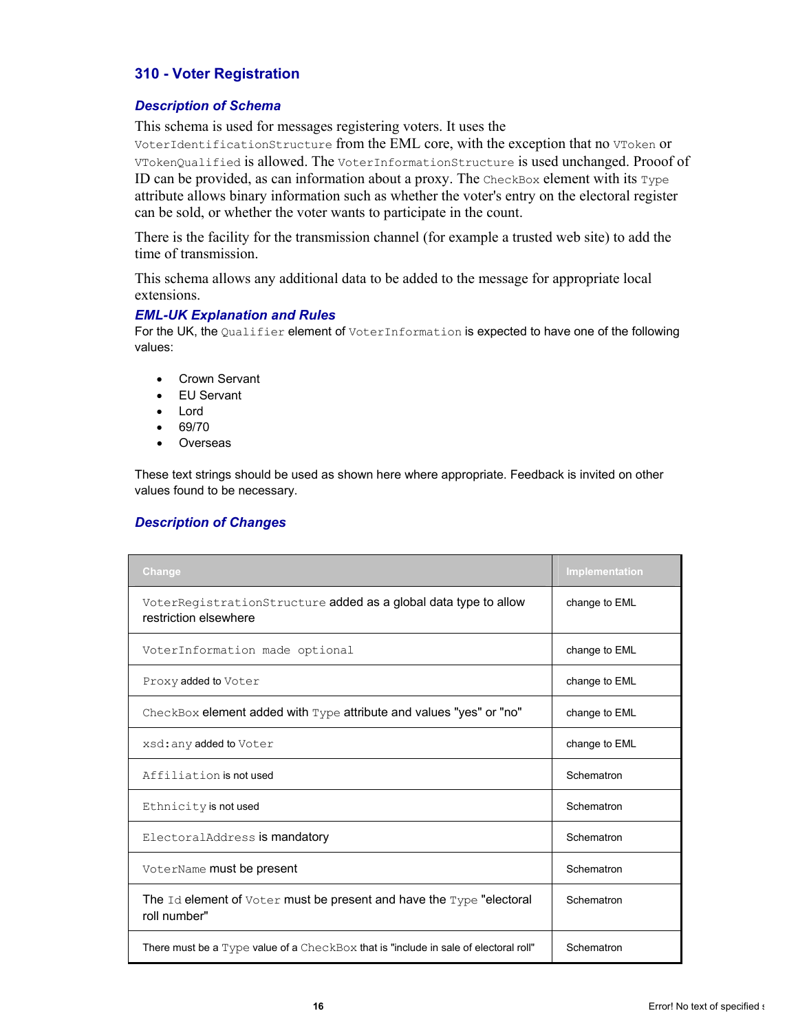## 310 - Voter Registration

### Description of Schema

This schema is used for messages registering voters. It uses the `VoterIdentificationStructure` from the EML core, with the exception that no `VToken` or `VTokenQualified` is allowed. The `VoterInformationStructure` is used unchanged. Prooof of ID can be provided, as can information about a proxy. The `CheckBox` element with its `Type` attribute allows binary information such as whether the voter's entry on the electoral register can be sold, or whether the voter wants to participate in the count.

There is the facility for the transmission channel (for example a trusted web site) to add the time of transmission.

This schema allows any additional data to be added to the message for appropriate local extensions.

### EML-UK Explanation and Rules

For the UK, the `Qualifier` element of `VoterInformation` is expected to have one of the following values:

- Crown Servant
- EU Servant
- Lord
- 69/70
- Overseas

These text strings should be used as shown here where appropriate. Feedback is invited on other values found to be necessary.

### Description of Changes

| Change | Implementation |
|---|---|
| `VoterRegistrationStructure` added as a global data type to allow restriction elsewhere | change to EML |
| `VoterInformation made optional` | change to EML |
| `Proxy` added to `Voter` | change to EML |
| `CheckBox` element added with `Type` attribute and values "yes" or "no" | change to EML |
| `xsd:any` added to `Voter` | change to EML |
| `Affiliation` is not used | Schematron |
| `Ethnicity` is not used | Schematron |
| `ElectoralAddress` is mandatory | Schematron |
| `VoterName` must be present | Schematron |
| The `Id` element of `Voter` must be present and have the `Type` "electoral roll number" | Schematron |
| There must be a `Type` value of a `CheckBox` that is "include in sale of electoral roll" | Schematron |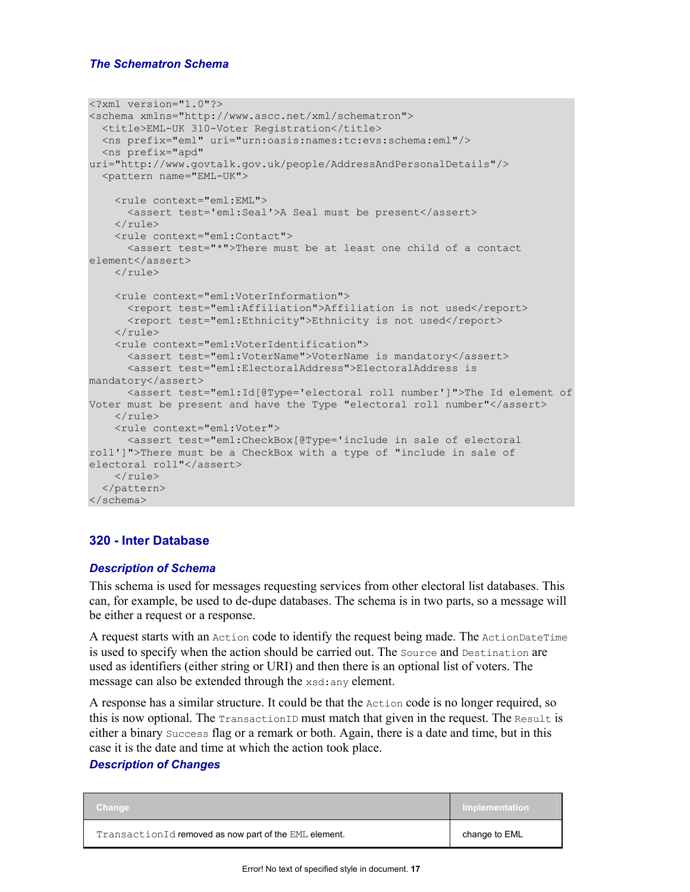### *The Schematron Schema*

```
<?xml version="1.0"?>
<schema xmlns="http://www.ascc.net/xml/schematron">
  <title>EML-UK 310-Voter Registration</title>
  <ns prefix="eml" uri="urn:oasis:names:tc:evs:schema:eml"/>
  <ns prefix="apd"
uri="http://www.govtalk.gov.uk/people/AddressAndPersonalDetails"/>
  <pattern name="EML-UK">

    <rule context="eml:EML">
      <assert test='eml:Seal'>A Seal must be present</assert>
    </rule>
    <rule context="eml:Contact">
      <assert test="*">There must be at least one child of a contact
element</assert>
    </rule>

    <rule context="eml:VoterInformation">
      <report test="eml:Affiliation">Affiliation is not used</report>
      <report test="eml:Ethnicity">Ethnicity is not used</report>
    </rule>
    <rule context="eml:VoterIdentification">
      <assert test="eml:VoterName">VoterName is mandatory</assert>
      <assert test="eml:ElectoralAddress">ElectoralAddress is
mandatory</assert>
      <assert test="eml:Id[@Type='electoral roll number']">The Id element of
Voter must be present and have the Type "electoral roll number"</assert>
    </rule>
    <rule context="eml:Voter">
      <assert test="eml:CheckBox[@Type='include in sale of electoral
roll']">There must be a CheckBox with a type of "include in sale of
electoral roll"</assert>
    </rule>
  </pattern>
</schema>
```

## 320 - Inter Database

### *Description of Schema*

This schema is used for messages requesting services from other electoral list databases. This can, for example, be used to de-dupe databases. The schema is in two parts, so a message will be either a request or a response.

A request starts with an `Action` code to identify the request being made. The `ActionDateTime` is used to specify when the action should be carried out. The `Source` and `Destination` are used as identifiers (either string or URI) and then there is an optional list of voters. The message can also be extended through the `xsd:any` element.

A response has a similar structure. It could be that the `Action` code is no longer required, so this is now optional. The `TransactionID` must match that given in the request. The `Result` is either a binary `Success` flag or a remark or both. Again, there is a date and time, but in this case it is the date and time at which the action took place.

### *Description of Changes*

| Change | Implementation |
|---|---|
| `TransactionId` removed as now part of the `EML` element. | change to EML |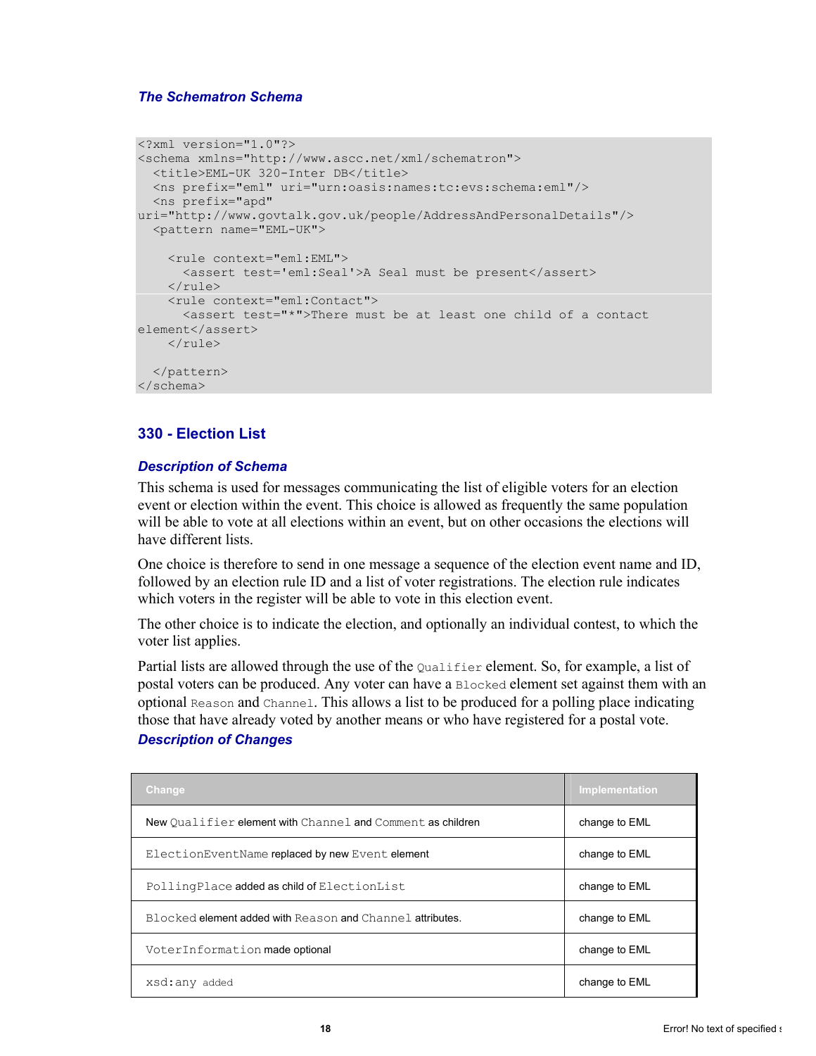### *The Schematron Schema*

```
<?xml version="1.0"?>
<schema xmlns="http://www.ascc.net/xml/schematron">
  <title>EML-UK 320-Inter DB</title>
  <ns prefix="eml" uri="urn:oasis:names:tc:evs:schema:eml"/>
  <ns prefix="apd"
uri="http://www.govtalk.gov.uk/people/AddressAndPersonalDetails"/>
  <pattern name="EML-UK">

    <rule context="eml:EML">
      <assert test='eml:Seal'>A Seal must be present</assert>
    </rule>
    <rule context="eml:Contact">
      <assert test="*">There must be at least one child of a contact
element</assert>
    </rule>

  </pattern>
</schema>
```

## 330 - Election List

### *Description of Schema*

This schema is used for messages communicating the list of eligible voters for an election event or election within the event. This choice is allowed as frequently the same population will be able to vote at all elections within an event, but on other occasions the elections will have different lists.

One choice is therefore to send in one message a sequence of the election event name and ID, followed by an election rule ID and a list of voter registrations. The election rule indicates which voters in the register will be able to vote in this election event.

The other choice is to indicate the election, and optionally an individual contest, to which the voter list applies.

Partial lists are allowed through the use of the `Qualifier` element. So, for example, a list of postal voters can be produced. Any voter can have a `Blocked` element set against them with an optional `Reason` and `Channel`. This allows a list to be produced for a polling place indicating those that have already voted by another means or who have registered for a postal vote.

### *Description of Changes*

| Change | Implementation |
|---|---|
| New `Qualifier` element with `Channel` and `Comment` as children | change to EML |
| `ElectionEventName` replaced by new `Event` element | change to EML |
| `PollingPlace` added as child of `ElectionList` | change to EML |
| `Blocked` element added with `Reason` and `Channel` attributes. | change to EML |
| `VoterInformation` made optional | change to EML |
| `xsd:any` added | change to EML |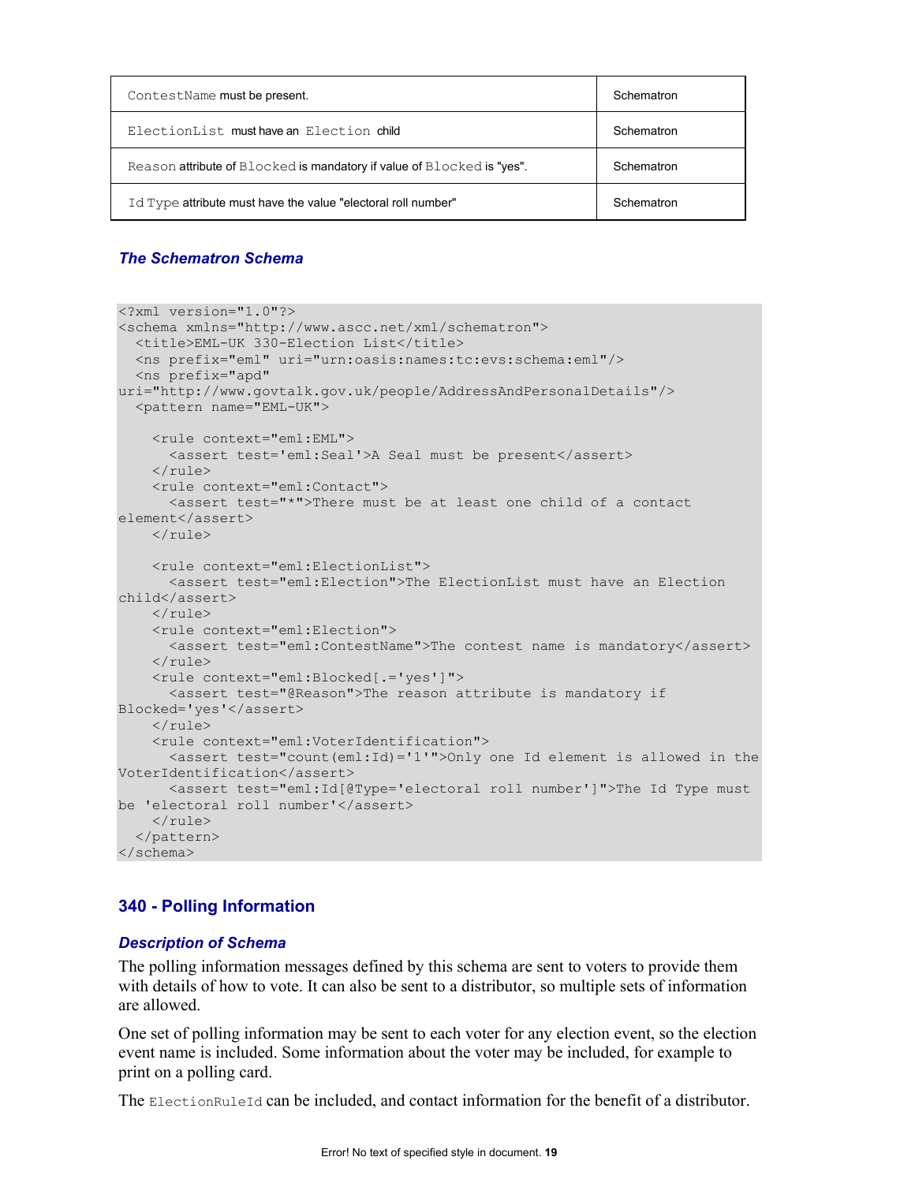| | |
|---|---|
| `ContestName` must be present. | Schematron |
| `ElectionList` must have an `Election` child | Schematron |
| `Reason` attribute of `Blocked` is mandatory if value of `Blocked` is "yes". | Schematron |
| `Id Type` attribute must have the value "electoral roll number" | Schematron |

### *The Schematron Schema*

```
<?xml version="1.0"?>
<schema xmlns="http://www.ascc.net/xml/schematron">
  <title>EML-UK 330-Election List</title>
  <ns prefix="eml" uri="urn:oasis:names:tc:evs:schema:eml"/>
  <ns prefix="apd"
uri="http://www.govtalk.gov.uk/people/AddressAndPersonalDetails"/>
  <pattern name="EML-UK">

    <rule context="eml:EML">
      <assert test='eml:Seal'>A Seal must be present</assert>
    </rule>
    <rule context="eml:Contact">
      <assert test="*">There must be at least one child of a contact
element</assert>
    </rule>

    <rule context="eml:ElectionList">
      <assert test="eml:Election">The ElectionList must have an Election
child</assert>
    </rule>
    <rule context="eml:Election">
      <assert test="eml:ContestName">The contest name is mandatory</assert>
    </rule>
    <rule context="eml:Blocked[.='yes']">
      <assert test="@Reason">The reason attribute is mandatory if
Blocked='yes'</assert>
    </rule>
    <rule context="eml:VoterIdentification">
      <assert test="count(eml:Id)='1'">Only one Id element is allowed in the
VoterIdentification</assert>
      <assert test="eml:Id[@Type='electoral roll number']">The Id Type must
be 'electoral roll number'</assert>
    </rule>
  </pattern>
</schema>
```

## 340 - Polling Information

### *Description of Schema*

The polling information messages defined by this schema are sent to voters to provide them with details of how to vote. It can also be sent to a distributor, so multiple sets of information are allowed.

One set of polling information may be sent to each voter for any election event, so the election event name is included. Some information about the voter may be included, for example to print on a polling card.

The `ElectionRuleId` can be included, and contact information for the benefit of a distributor.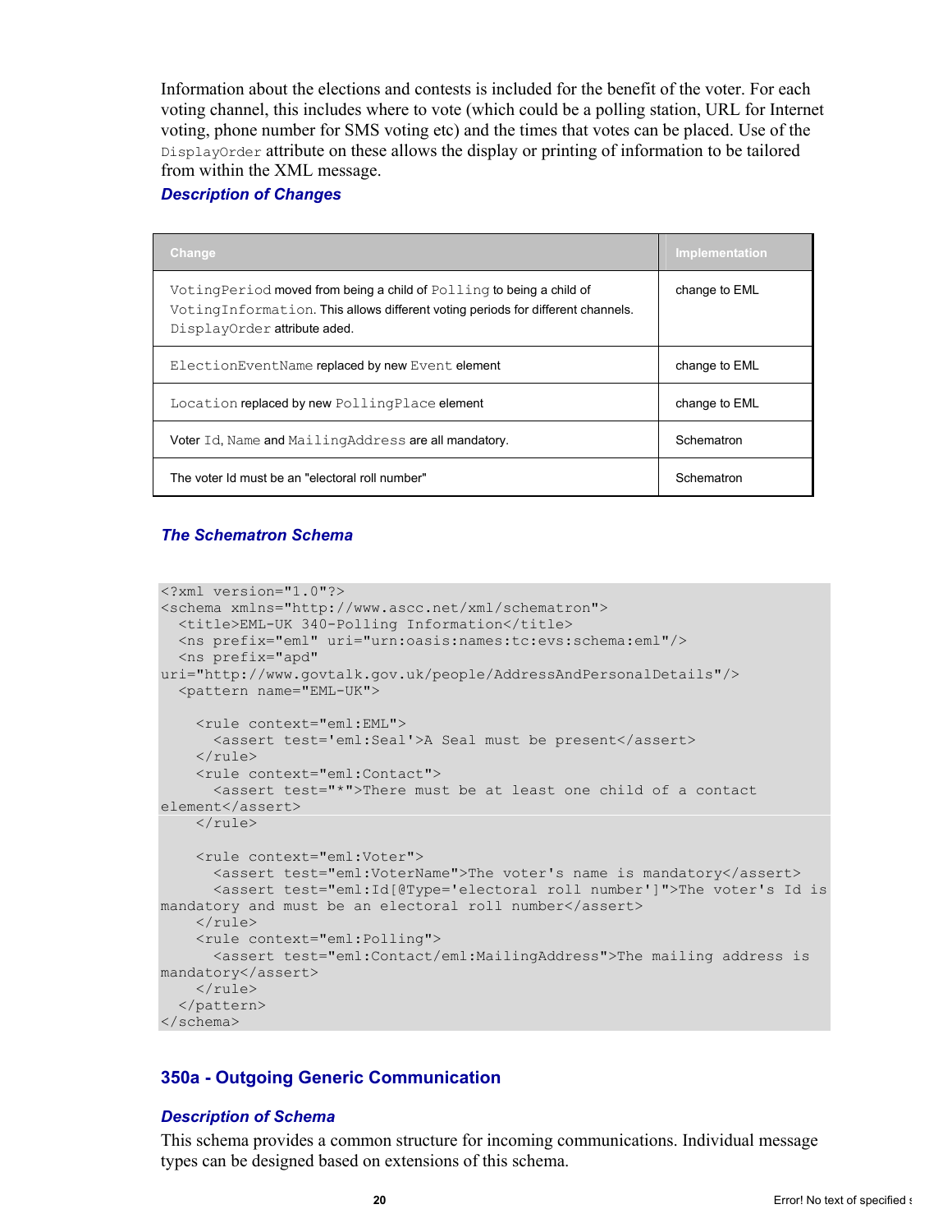Information about the elections and contests is included for the benefit of the voter. For each voting channel, this includes where to vote (which could be a polling station, URL for Internet voting, phone number for SMS voting etc) and the times that votes can be placed. Use of the `DisplayOrder` attribute on these allows the display or printing of information to be tailored from within the XML message.

### *Description of Changes*

| Change | Implementation |
|---|---|
| `VotingPeriod` moved from being a child of `Polling` to being a child of `VotingInformation`. This allows different voting periods for different channels. `DisplayOrder` attribute aded. | change to EML |
| `ElectionEventName` replaced by new `Event` element | change to EML |
| `Location` replaced by new `PollingPlace` element | change to EML |
| Voter `Id`, `Name` and `MailingAddress` are all mandatory. | Schematron |
| The voter Id must be an "electoral roll number" | Schematron |

### *The Schematron Schema*

```
<?xml version="1.0"?>
<schema xmlns="http://www.ascc.net/xml/schematron">
  <title>EML-UK 340-Polling Information</title>
  <ns prefix="eml" uri="urn:oasis:names:tc:evs:schema:eml"/>
  <ns prefix="apd"
uri="http://www.govtalk.gov.uk/people/AddressAndPersonalDetails"/>
  <pattern name="EML-UK">

    <rule context="eml:EML">
      <assert test='eml:Seal'>A Seal must be present</assert>
    </rule>
    <rule context="eml:Contact">
      <assert test="*">There must be at least one child of a contact
element</assert>
    </rule>

    <rule context="eml:Voter">
      <assert test="eml:VoterName">The voter's name is mandatory</assert>
      <assert test="eml:Id[@Type='electoral roll number']">The voter's Id is
mandatory and must be an electoral roll number</assert>
    </rule>
    <rule context="eml:Polling">
      <assert test="eml:Contact/eml:MailingAddress">The mailing address is
mandatory</assert>
    </rule>
  </pattern>
</schema>
```

## 350a - Outgoing Generic Communication

### *Description of Schema*

This schema provides a common structure for incoming communications. Individual message types can be designed based on extensions of this schema.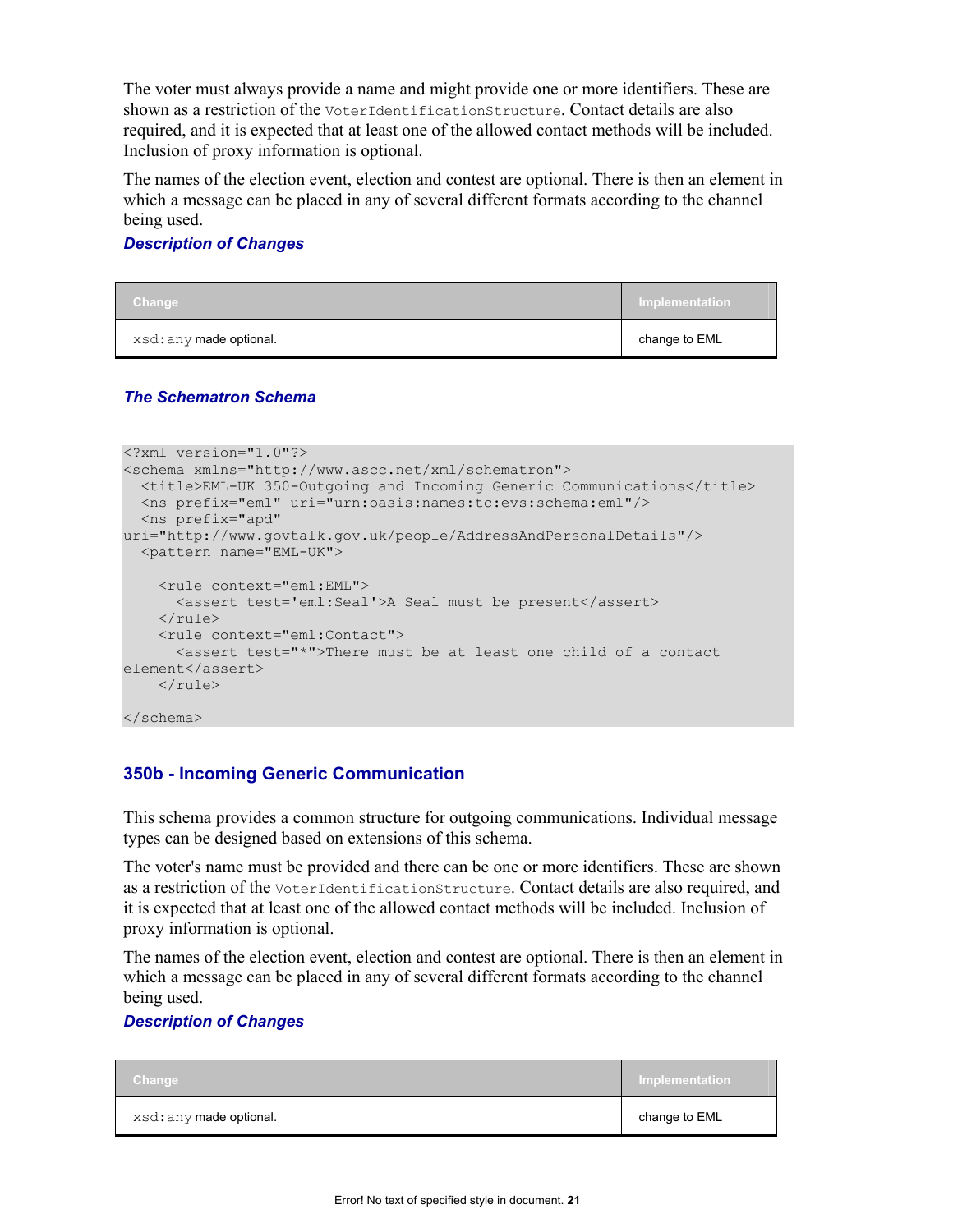The voter must always provide a name and might provide one or more identifiers. These are shown as a restriction of the `VoterIdentificationStructure`. Contact details are also required, and it is expected that at least one of the allowed contact methods will be included. Inclusion of proxy information is optional.

The names of the election event, election and contest are optional. There is then an element in which a message can be placed in any of several different formats according to the channel being used.

#### *Description of Changes*

| Change | Implementation |
| --- | --- |
| `xsd:any` made optional. | change to EML |

#### *The Schematron Schema*

```
<?xml version="1.0"?>
<schema xmlns="http://www.ascc.net/xml/schematron">
  <title>EML-UK 350-Outgoing and Incoming Generic Communications</title>
  <ns prefix="eml" uri="urn:oasis:names:tc:evs:schema:eml"/>
  <ns prefix="apd"
uri="http://www.govtalk.gov.uk/people/AddressAndPersonalDetails"/>
  <pattern name="EML-UK">

    <rule context="eml:EML">
      <assert test='eml:Seal'>A Seal must be present</assert>
    </rule>
    <rule context="eml:Contact">
      <assert test="*">There must be at least one child of a contact
element</assert>
    </rule>

</schema>
```

### 350b - Incoming Generic Communication

This schema provides a common structure for outgoing communications. Individual message types can be designed based on extensions of this schema.

The voter's name must be provided and there can be one or more identifiers. These are shown as a restriction of the `VoterIdentificationStructure`. Contact details are also required, and it is expected that at least one of the allowed contact methods will be included. Inclusion of proxy information is optional.

The names of the election event, election and contest are optional. There is then an element in which a message can be placed in any of several different formats according to the channel being used.

#### *Description of Changes*

| Change | Implementation |
| --- | --- |
| `xsd:any` made optional. | change to EML |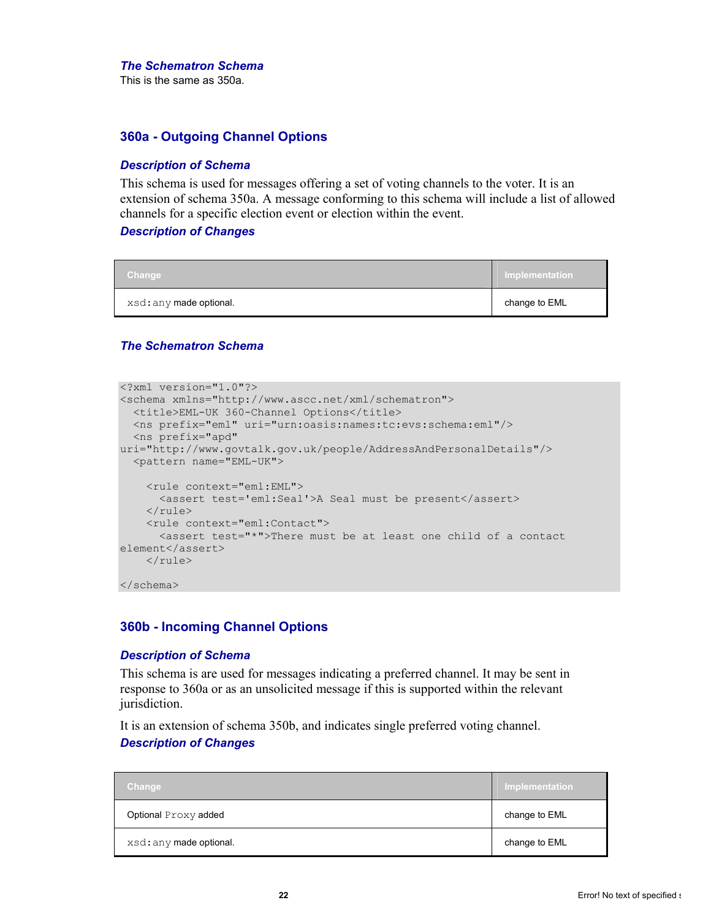### The Schematron Schema

This is the same as 350a.

## 360a - Outgoing Channel Options

### Description of Schema

This schema is used for messages offering a set of voting channels to the voter. It is an extension of schema 350a. A message conforming to this schema will include a list of allowed channels for a specific election event or election within the event.

### Description of Changes

| Change | Implementation |
| --- | --- |
| `xsd:any` made optional. | change to EML |

### The Schematron Schema

```
<?xml version="1.0"?>
<schema xmlns="http://www.ascc.net/xml/schematron">
  <title>EML-UK 360-Channel Options</title>
  <ns prefix="eml" uri="urn:oasis:names:tc:evs:schema:eml"/>
  <ns prefix="apd"
uri="http://www.govtalk.gov.uk/people/AddressAndPersonalDetails"/>
  <pattern name="EML-UK">

    <rule context="eml:EML">
      <assert test='eml:Seal'>A Seal must be present</assert>
    </rule>
    <rule context="eml:Contact">
      <assert test="*">There must be at least one child of a contact
element</assert>
    </rule>

</schema>
```

## 360b - Incoming Channel Options

### Description of Schema

This schema is are used for messages indicating a preferred channel. It may be sent in response to 360a or as an unsolicited message if this is supported within the relevant jurisdiction.

It is an extension of schema 350b, and indicates single preferred voting channel.

### Description of Changes

| Change | Implementation |
| --- | --- |
| Optional `Proxy` added | change to EML |
| `xsd:any` made optional. | change to EML |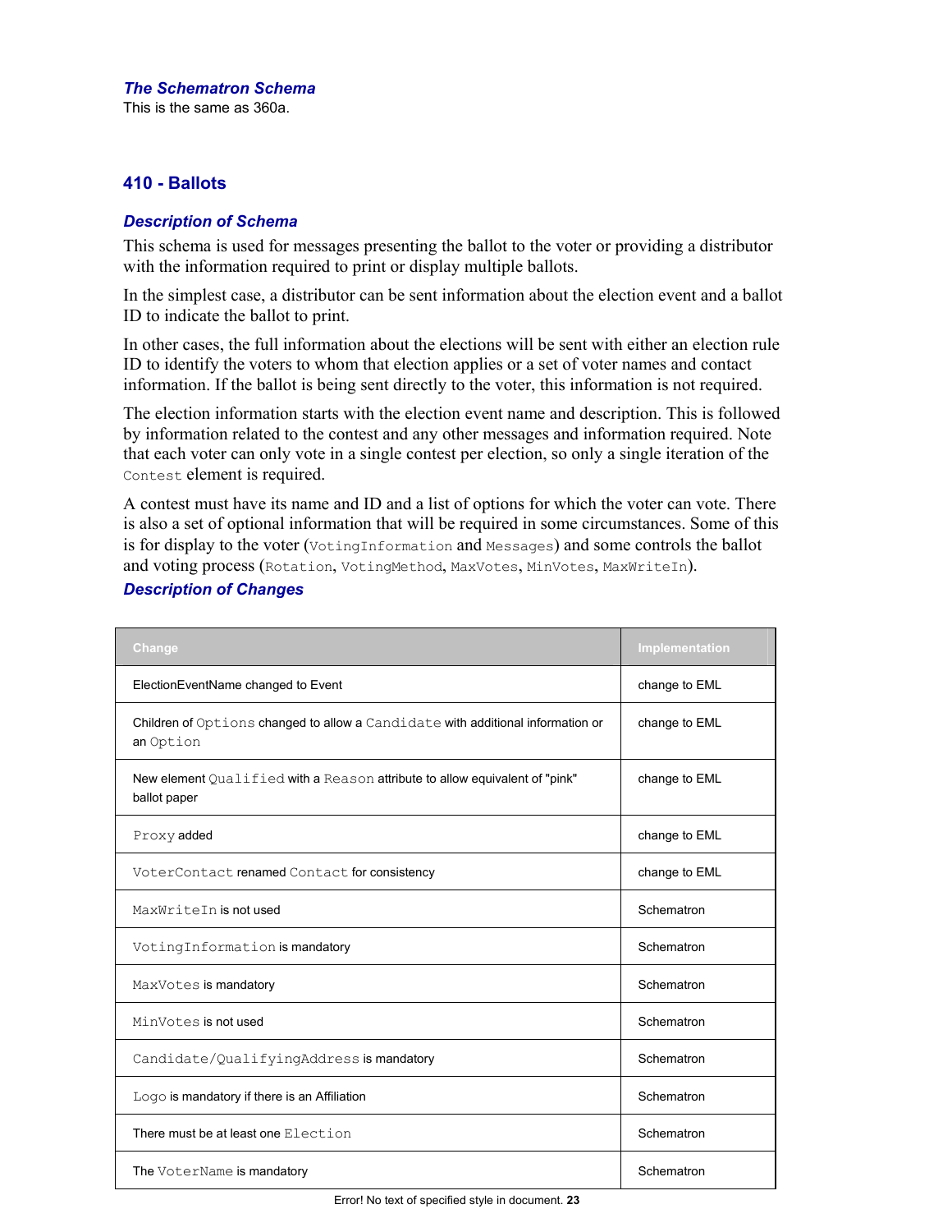### *The Schematron Schema*

This is the same as 360a.

## 410 - Ballots

### *Description of Schema*

This schema is used for messages presenting the ballot to the voter or providing a distributor with the information required to print or display multiple ballots.

In the simplest case, a distributor can be sent information about the election event and a ballot ID to indicate the ballot to print.

In other cases, the full information about the elections will be sent with either an election rule ID to identify the voters to whom that election applies or a set of voter names and contact information. If the ballot is being sent directly to the voter, this information is not required.

The election information starts with the election event name and description. This is followed by information related to the contest and any other messages and information required. Note that each voter can only vote in a single contest per election, so only a single iteration of the `Contest` element is required.

A contest must have its name and ID and a list of options for which the voter can vote. There is also a set of optional information that will be required in some circumstances. Some of this is for display to the voter (`VotingInformation` and `Messages`) and some controls the ballot and voting process (`Rotation`, `VotingMethod`, `MaxVotes`, `MinVotes`, `MaxWriteIn`).

### *Description of Changes*

| Change | Implementation |
|---|---|
| ElectionEventName changed to Event | change to EML |
| Children of `Options` changed to allow a `Candidate` with additional information or an `Option` | change to EML |
| New element `Qualified` with a `Reason` attribute to allow equivalent of "pink" ballot paper | change to EML |
| `Proxy` added | change to EML |
| `VoterContact` renamed `Contact` for consistency | change to EML |
| `MaxWriteIn` is not used | Schematron |
| `VotingInformation` is mandatory | Schematron |
| `MaxVotes` is mandatory | Schematron |
| `MinVotes` is not used | Schematron |
| `Candidate/QualifyingAddress` is mandatory | Schematron |
| `Logo` is mandatory if there is an Affiliation | Schematron |
| There must be at least one `Election` | Schematron |
| The `VoterName` is mandatory | Schematron |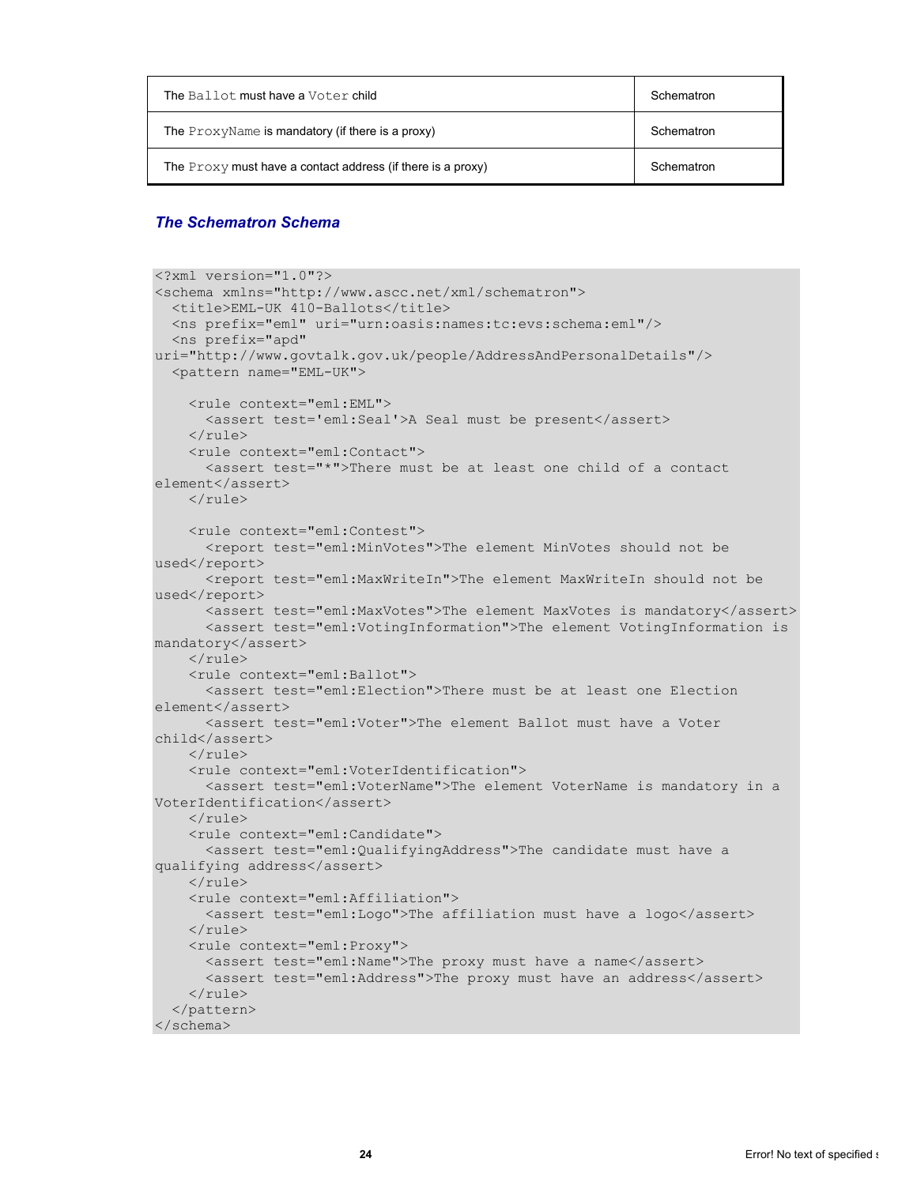| The `Ballot` must have a `Voter` child | Schematron |
|---|---|
| The `ProxyName` is mandatory (if there is a proxy) | Schematron |
| The `Proxy` must have a contact address (if there is a proxy) | Schematron |

### *The Schematron Schema*

```
<?xml version="1.0"?>
<schema xmlns="http://www.ascc.net/xml/schematron">
  <title>EML-UK 410-Ballots</title>
  <ns prefix="eml" uri="urn:oasis:names:tc:evs:schema:eml"/>
  <ns prefix="apd"
uri="http://www.govtalk.gov.uk/people/AddressAndPersonalDetails"/>
  <pattern name="EML-UK">

    <rule context="eml:EML">
      <assert test='eml:Seal'>A Seal must be present</assert>
    </rule>
    <rule context="eml:Contact">
      <assert test="*">There must be at least one child of a contact
element</assert>
    </rule>

    <rule context="eml:Contest">
      <report test="eml:MinVotes">The element MinVotes should not be
used</report>
      <report test="eml:MaxWriteIn">The element MaxWriteIn should not be
used</report>
      <assert test="eml:MaxVotes">The element MaxVotes is mandatory</assert>
      <assert test="eml:VotingInformation">The element VotingInformation is
mandatory</assert>
    </rule>
    <rule context="eml:Ballot">
      <assert test="eml:Election">There must be at least one Election
element</assert>
      <assert test="eml:Voter">The element Ballot must have a Voter
child</assert>
    </rule>
    <rule context="eml:VoterIdentification">
      <assert test="eml:VoterName">The element VoterName is mandatory in a
VoterIdentification</assert>
    </rule>
    <rule context="eml:Candidate">
      <assert test="eml:QualifyingAddress">The candidate must have a
qualifying address</assert>
    </rule>
    <rule context="eml:Affiliation">
      <assert test="eml:Logo">The affiliation must have a logo</assert>
    </rule>
    <rule context="eml:Proxy">
      <assert test="eml:Name">The proxy must have a name</assert>
      <assert test="eml:Address">The proxy must have an address</assert>
    </rule>
  </pattern>
</schema>
```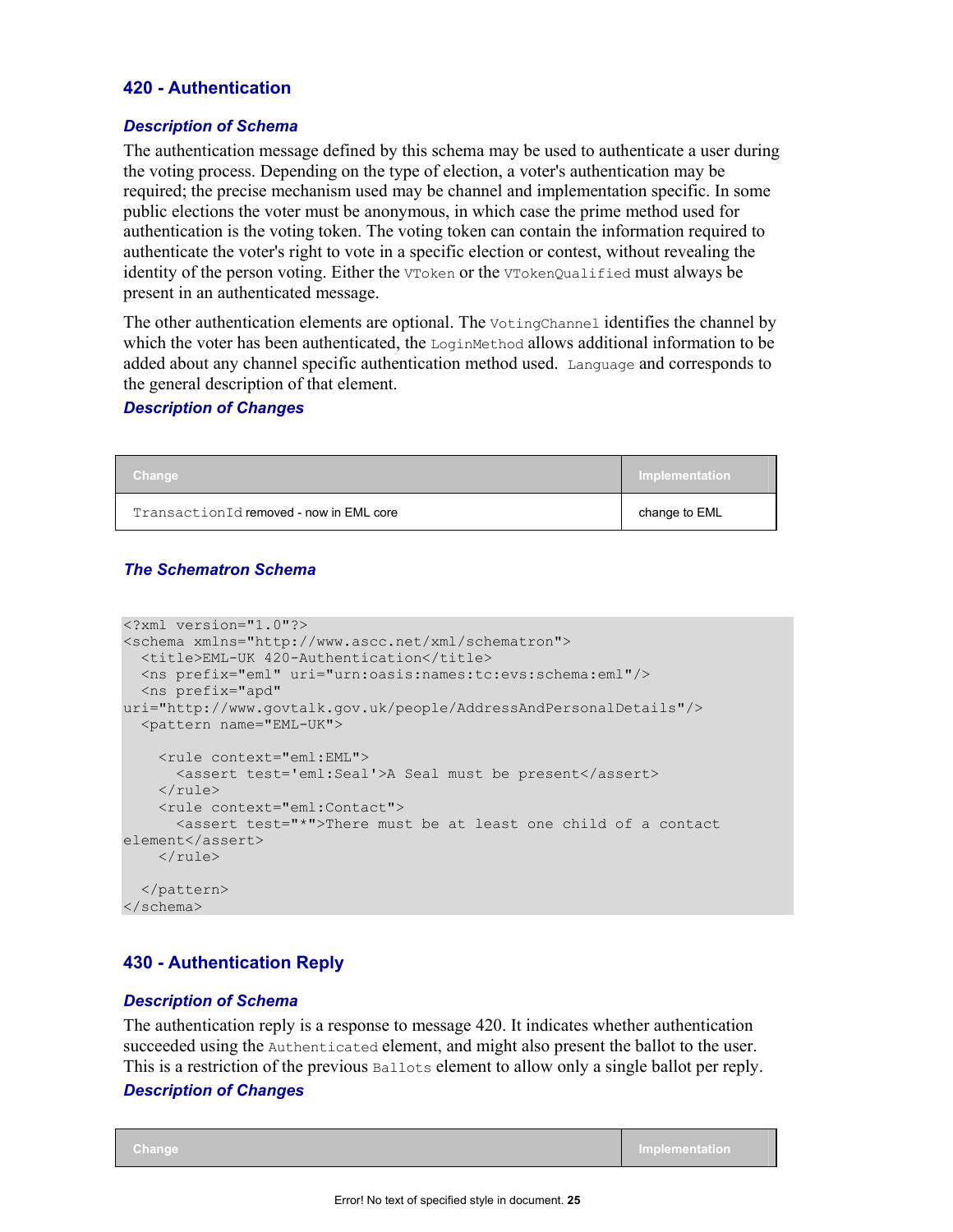## 420 - Authentication

### *Description of Schema*

The authentication message defined by this schema may be used to authenticate a user during the voting process. Depending on the type of election, a voter's authentication may be required; the precise mechanism used may be channel and implementation specific. In some public elections the voter must be anonymous, in which case the prime method used for authentication is the voting token. The voting token can contain the information required to authenticate the voter's right to vote in a specific election or contest, without revealing the identity of the person voting. Either the `VToken` or the `VTokenQualified` must always be present in an authenticated message.

The other authentication elements are optional. The `VotingChannel` identifies the channel by which the voter has been authenticated, the `LoginMethod` allows additional information to be added about any channel specific authentication method used. `Language` and corresponds to the general description of that element.

### *Description of Changes*

| Change | Implementation |
|---|---|
| `TransactionId` removed - now in EML core | change to EML |

### *The Schematron Schema*

```
<?xml version="1.0"?>
<schema xmlns="http://www.ascc.net/xml/schematron">
  <title>EML-UK 420-Authentication</title>
  <ns prefix="eml" uri="urn:oasis:names:tc:evs:schema:eml"/>
  <ns prefix="apd"
uri="http://www.govtalk.gov.uk/people/AddressAndPersonalDetails"/>
  <pattern name="EML-UK">

    <rule context="eml:EML">
      <assert test='eml:Seal'>A Seal must be present</assert>
    </rule>
    <rule context="eml:Contact">
      <assert test="*">There must be at least one child of a contact
element</assert>
    </rule>

  </pattern>
</schema>
```

## 430 - Authentication Reply

### *Description of Schema*

The authentication reply is a response to message 420. It indicates whether authentication succeeded using the `Authenticated` element, and might also present the ballot to the user. This is a restriction of the previous `Ballots` element to allow only a single ballot per reply.

### *Description of Changes*

| Change | Implementation |
|---|---|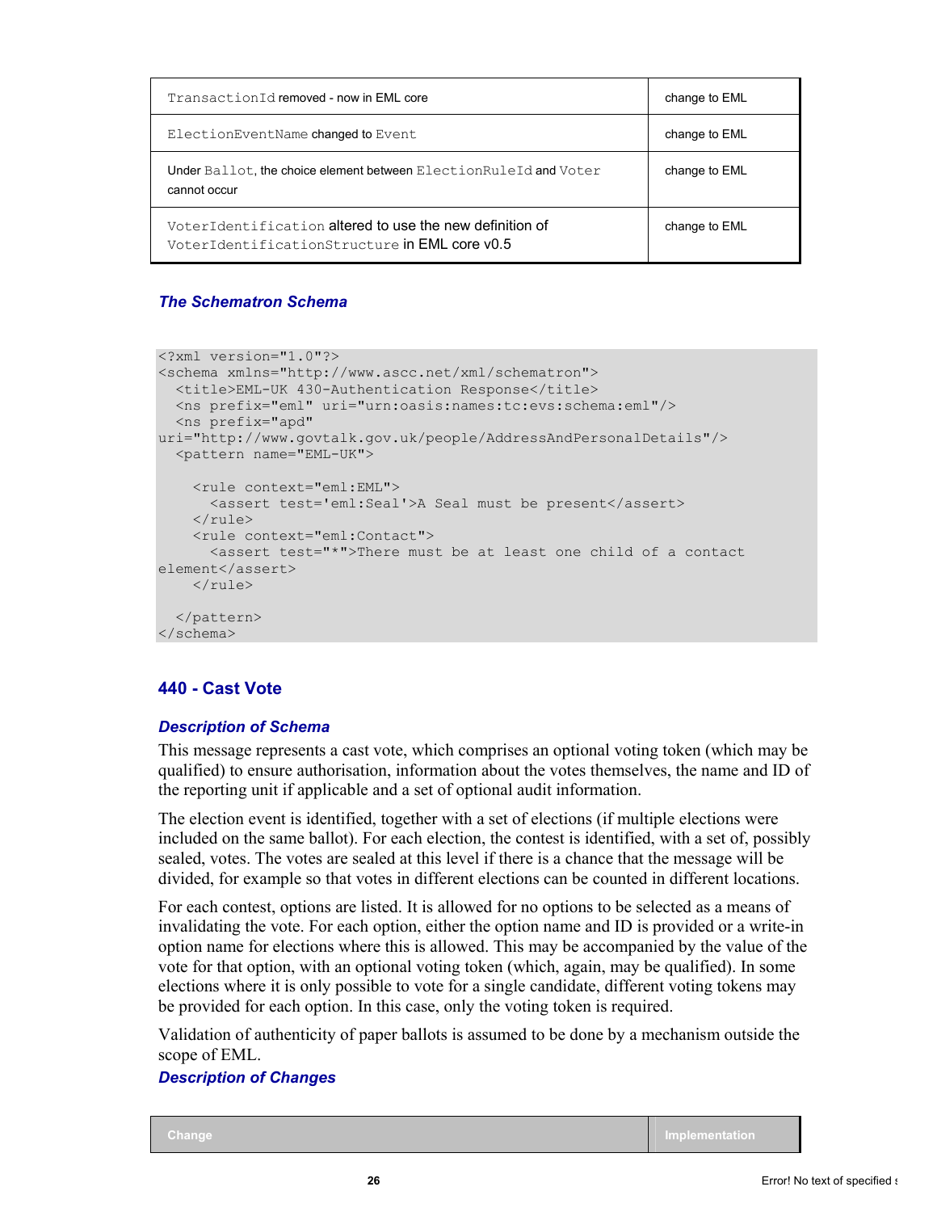| | |
|---|---|
| `TransactionId` removed - now in EML core | change to EML |
| `ElectionEventName` changed to `Event` | change to EML |
| Under `Ballot`, the choice element between `ElectionRuleId` and `Voter` cannot occur | change to EML |
| `VoterIdentification` altered to use the new definition of `VoterIdentificationStructure` in EML core v0.5 | change to EML |

### *The Schematron Schema*

```
<?xml version="1.0"?>
<schema xmlns="http://www.ascc.net/xml/schematron">
  <title>EML-UK 430-Authentication Response</title>
  <ns prefix="eml" uri="urn:oasis:names:tc:evs:schema:eml"/>
  <ns prefix="apd"
uri="http://www.govtalk.gov.uk/people/AddressAndPersonalDetails"/>
  <pattern name="EML-UK">

    <rule context="eml:EML">
      <assert test='eml:Seal'>A Seal must be present</assert>
    </rule>
    <rule context="eml:Contact">
      <assert test="*">There must be at least one child of a contact
element</assert>
    </rule>

  </pattern>
</schema>
```

## 440 - Cast Vote

### *Description of Schema*

This message represents a cast vote, which comprises an optional voting token (which may be qualified) to ensure authorisation, information about the votes themselves, the name and ID of the reporting unit if applicable and a set of optional audit information.

The election event is identified, together with a set of elections (if multiple elections were included on the same ballot). For each election, the contest is identified, with a set of, possibly sealed, votes. The votes are sealed at this level if there is a chance that the message will be divided, for example so that votes in different elections can be counted in different locations.

For each contest, options are listed. It is allowed for no options to be selected as a means of invalidating the vote. For each option, either the option name and ID is provided or a write-in option name for elections where this is allowed. This may be accompanied by the value of the vote for that option, with an optional voting token (which, again, may be qualified). In some elections where it is only possible to vote for a single candidate, different voting tokens may be provided for each option. In this case, only the voting token is required.

Validation of authenticity of paper ballots is assumed to be done by a mechanism outside the scope of EML.

### *Description of Changes*

| Change | Implementation |
|---|---|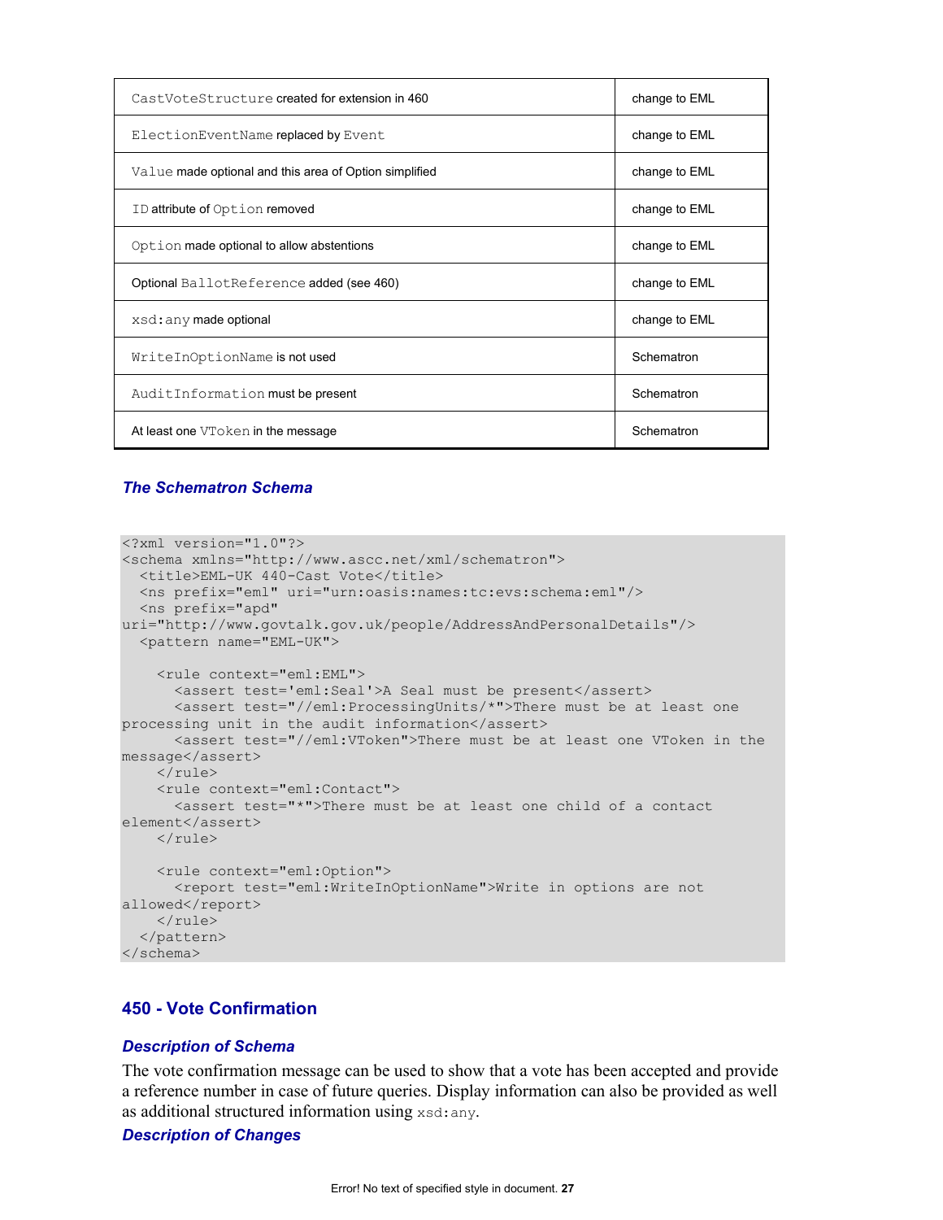| | |
|---|---|
| CastVoteStructure created for extension in 460 | change to EML |
| ElectionEventName replaced by Event | change to EML |
| Value made optional and this area of Option simplified | change to EML |
| ID attribute of Option removed | change to EML |
| Option made optional to allow abstentions | change to EML |
| Optional BallotReference added (see 460) | change to EML |
| xsd:any made optional | change to EML |
| WriteInOptionName is not used | Schematron |
| AuditInformation must be present | Schematron |
| At least one VToken in the message | Schematron |

### *The Schematron Schema*

```
<?xml version="1.0"?>
<schema xmlns="http://www.ascc.net/xml/schematron">
  <title>EML-UK 440-Cast Vote</title>
  <ns prefix="eml" uri="urn:oasis:names:tc:evs:schema:eml"/>
  <ns prefix="apd"
uri="http://www.govtalk.gov.uk/people/AddressAndPersonalDetails"/>
  <pattern name="EML-UK">

    <rule context="eml:EML">
      <assert test='eml:Seal'>A Seal must be present</assert>
      <assert test="//eml:ProcessingUnits/*">There must be at least one
processing unit in the audit information</assert>
      <assert test="//eml:VToken">There must be at least one VToken in the
message</assert>
    </rule>
    <rule context="eml:Contact">
      <assert test="*">There must be at least one child of a contact
element</assert>
    </rule>

    <rule context="eml:Option">
      <report test="eml:WriteInOptionName">Write in options are not
allowed</report>
    </rule>
  </pattern>
</schema>
```

## 450 - Vote Confirmation

### *Description of Schema*

The vote confirmation message can be used to show that a vote has been accepted and provide a reference number in case of future queries. Display information can also be provided as well as additional structured information using xsd:any.

### *Description of Changes*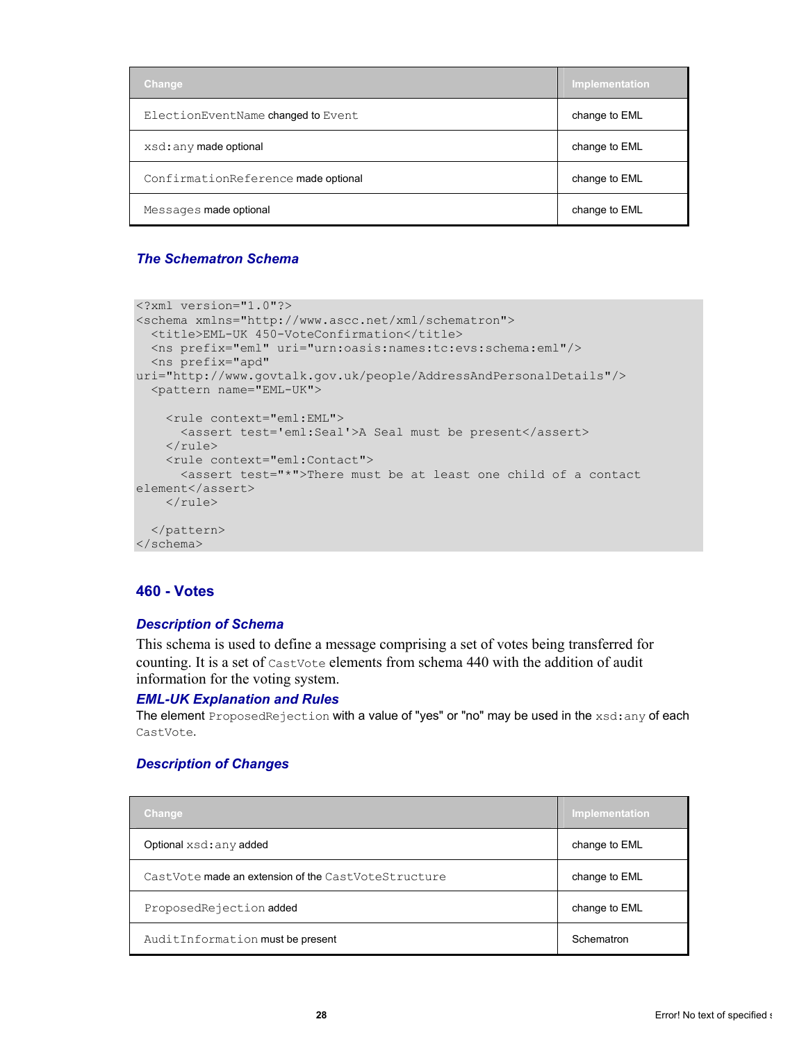| Change | Implementation |
| --- | --- |
| `ElectionEventName` changed to `Event` | change to EML |
| `xsd:any` made optional | change to EML |
| `ConfirmationReference` made optional | change to EML |
| `Messages` made optional | change to EML |

### The Schematron Schema

```
<?xml version="1.0"?>
<schema xmlns="http://www.ascc.net/xml/schematron">
  <title>EML-UK 450-VoteConfirmation</title>
  <ns prefix="eml" uri="urn:oasis:names:tc:evs:schema:eml"/>
  <ns prefix="apd"
uri="http://www.govtalk.gov.uk/people/AddressAndPersonalDetails"/>
  <pattern name="EML-UK">

    <rule context="eml:EML">
      <assert test='eml:Seal'>A Seal must be present</assert>
    </rule>
    <rule context="eml:Contact">
      <assert test="*">There must be at least one child of a contact
element</assert>
    </rule>

  </pattern>
</schema>
```

## 460 - Votes

### Description of Schema

This schema is used to define a message comprising a set of votes being transferred for counting. It is a set of `CastVote` elements from schema 440 with the addition of audit information for the voting system.

### EML-UK Explanation and Rules

The element `ProposedRejection` with a value of "yes" or "no" may be used in the `xsd:any` of each `CastVote`.

### Description of Changes

| Change | Implementation |
| --- | --- |
| Optional `xsd:any` added | change to EML |
| `CastVote` made an extension of the `CastVoteStructure` | change to EML |
| `ProposedRejection` added | change to EML |
| `AuditInformation` must be present | Schematron |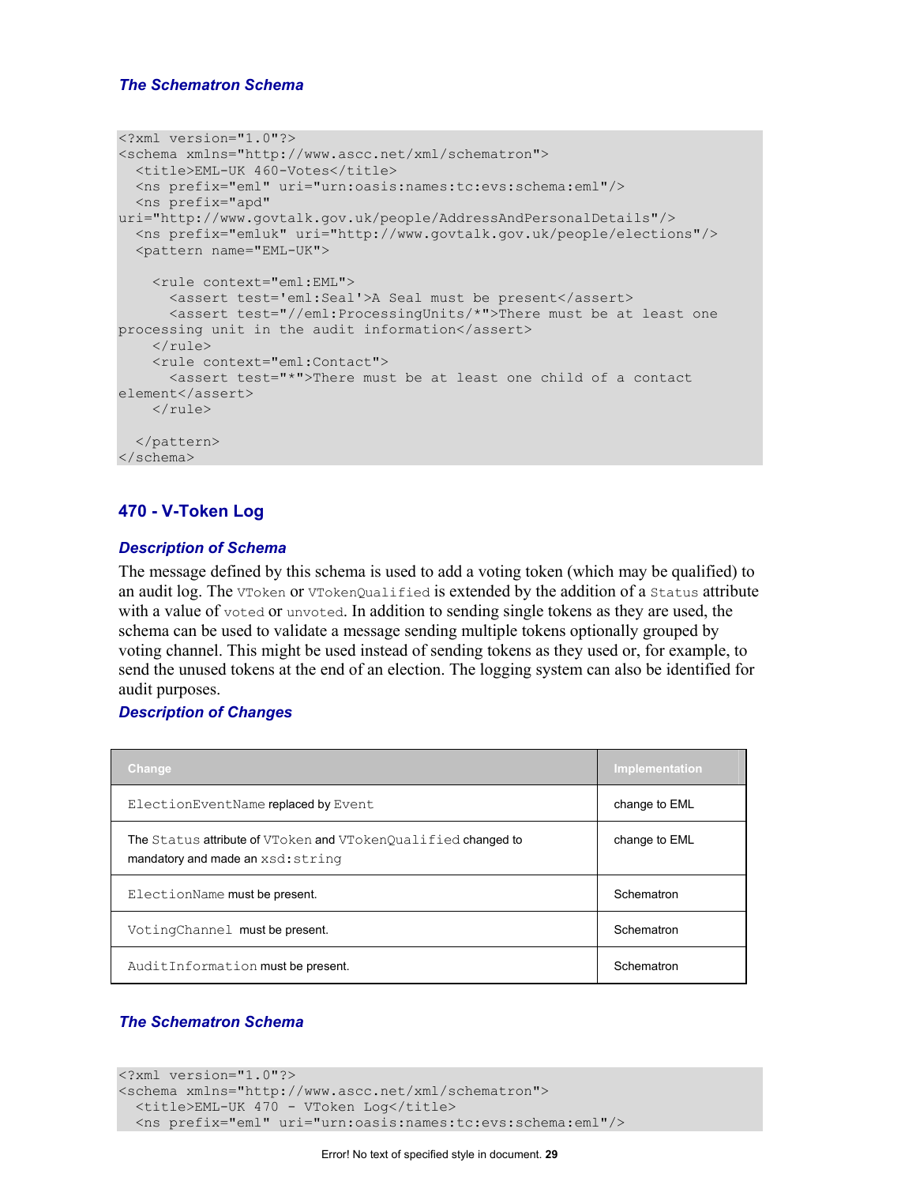### The Schematron Schema

```
<?xml version="1.0"?>
<schema xmlns="http://www.ascc.net/xml/schematron">
  <title>EML-UK 460-Votes</title>
  <ns prefix="eml" uri="urn:oasis:names:tc:evs:schema:eml"/>
  <ns prefix="apd"
uri="http://www.govtalk.gov.uk/people/AddressAndPersonalDetails"/>
  <ns prefix="emluk" uri="http://www.govtalk.gov.uk/people/elections"/>
  <pattern name="EML-UK">

    <rule context="eml:EML">
      <assert test='eml:Seal'>A Seal must be present</assert>
      <assert test="//eml:ProcessingUnits/*">There must be at least one
processing unit in the audit information</assert>
    </rule>
    <rule context="eml:Contact">
      <assert test="*">There must be at least one child of a contact
element</assert>
    </rule>

  </pattern>
</schema>
```

## 470 - V-Token Log

### Description of Schema

The message defined by this schema is used to add a voting token (which may be qualified) to an audit log. The `VToken` or `VTokenQualified` is extended by the addition of a `Status` attribute with a value of `voted` or `unvoted`. In addition to sending single tokens as they are used, the schema can be used to validate a message sending multiple tokens optionally grouped by voting channel. This might be used instead of sending tokens as they used or, for example, to send the unused tokens at the end of an election. The logging system can also be identified for audit purposes.

### Description of Changes

| Change | Implementation |
|---|---|
| `ElectionEventName` replaced by `Event` | change to EML |
| The `Status` attribute of `VToken` and `VTokenQualified` changed to mandatory and made an `xsd:string` | change to EML |
| `ElectionName` must be present. | Schematron |
| `VotingChannel` must be present. | Schematron |
| `AuditInformation` must be present. | Schematron |

### The Schematron Schema

```
<?xml version="1.0"?>
<schema xmlns="http://www.ascc.net/xml/schematron">
  <title>EML-UK 470 - VToken Log</title>
  <ns prefix="eml" uri="urn:oasis:names:tc:evs:schema:eml"/>
```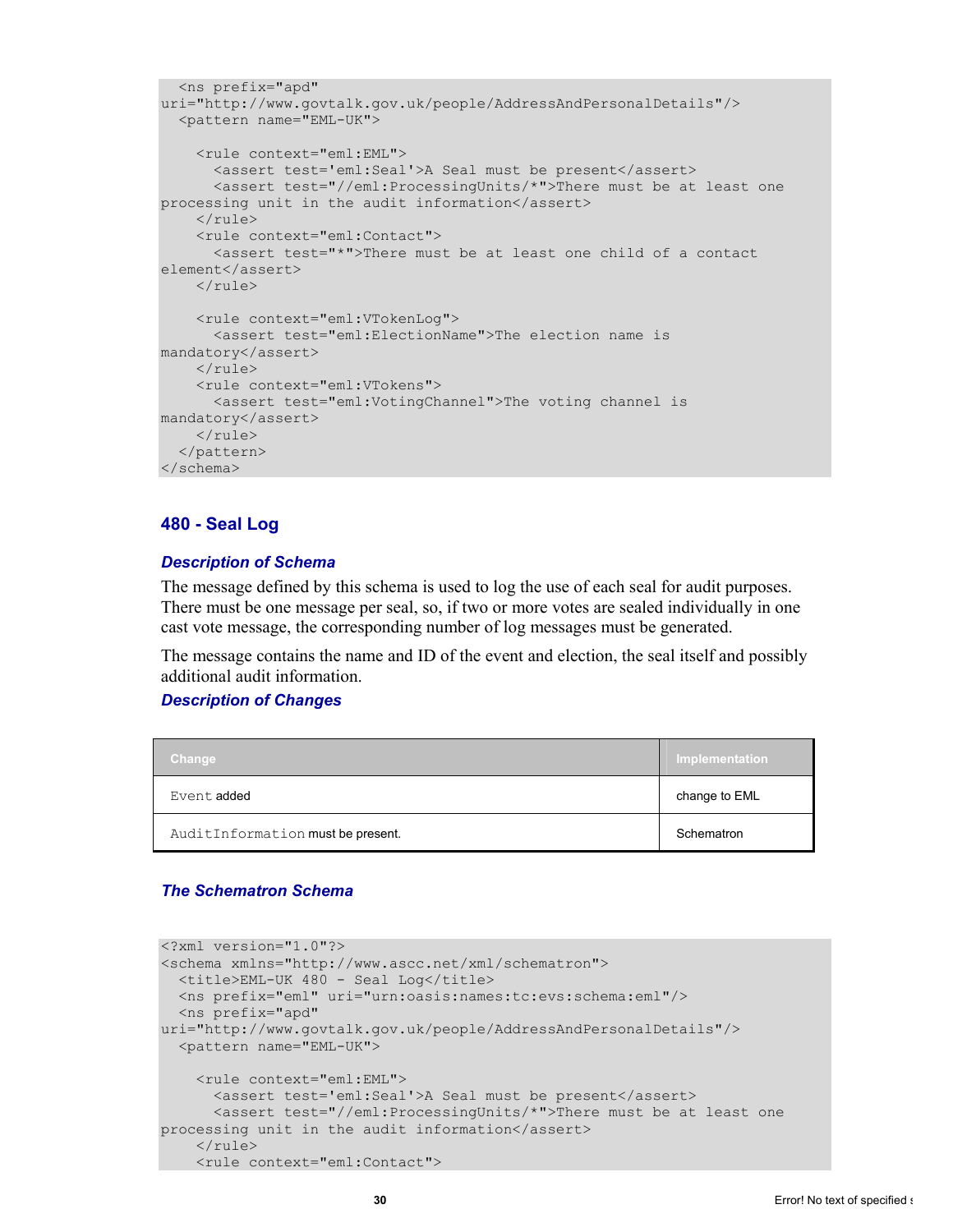```
  <ns prefix="apd"
uri="http://www.govtalk.gov.uk/people/AddressAndPersonalDetails"/>
  <pattern name="EML-UK">

    <rule context="eml:EML">
      <assert test='eml:Seal'>A Seal must be present</assert>
      <assert test="//eml:ProcessingUnits/*">There must be at least one
processing unit in the audit information</assert>
    </rule>
    <rule context="eml:Contact">
      <assert test="*">There must be at least one child of a contact
element</assert>
    </rule>

    <rule context="eml:VTokenLog">
      <assert test="eml:ElectionName">The election name is
mandatory</assert>
    </rule>
    <rule context="eml:VTokens">
      <assert test="eml:VotingChannel">The voting channel is
mandatory</assert>
    </rule>
  </pattern>
</schema>
```

## 480 - Seal Log

### *Description of Schema*

The message defined by this schema is used to log the use of each seal for audit purposes. There must be one message per seal, so, if two or more votes are sealed individually in one cast vote message, the corresponding number of log messages must be generated.

The message contains the name and ID of the event and election, the seal itself and possibly additional audit information.

### *Description of Changes*

| Change | Implementation |
|---|---|
| `Event` added | change to EML |
| `AuditInformation` must be present. | Schematron |

### *The Schematron Schema*

```
<?xml version="1.0"?>
<schema xmlns="http://www.ascc.net/xml/schematron">
  <title>EML-UK 480 - Seal Log</title>
  <ns prefix="eml" uri="urn:oasis:names:tc:evs:schema:eml"/>
  <ns prefix="apd"
uri="http://www.govtalk.gov.uk/people/AddressAndPersonalDetails"/>
  <pattern name="EML-UK">

    <rule context="eml:EML">
      <assert test='eml:Seal'>A Seal must be present</assert>
      <assert test="//eml:ProcessingUnits/*">There must be at least one
processing unit in the audit information</assert>
    </rule>
    <rule context="eml:Contact">
```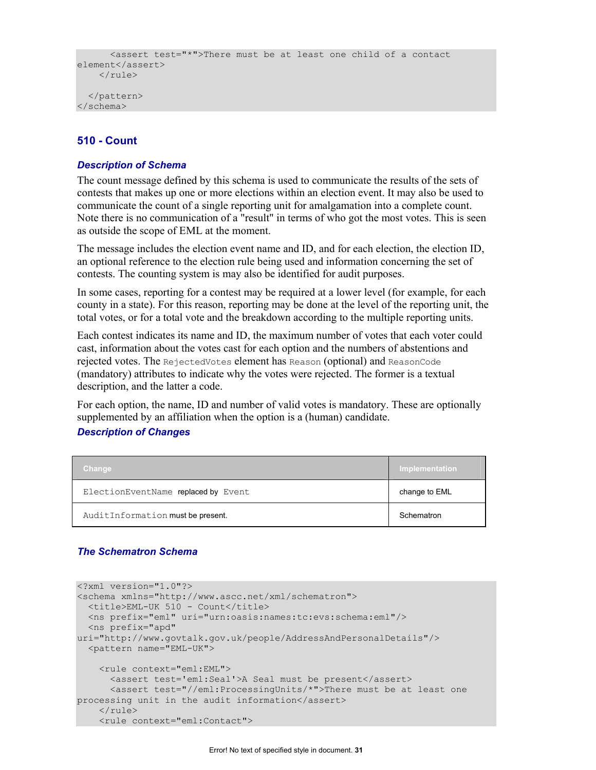```
      <assert test="*">There must be at least one child of a contact
element</assert>
    </rule>

  </pattern>
</schema>
```

## 510 - Count

### *Description of Schema*

The count message defined by this schema is used to communicate the results of the sets of contests that makes up one or more elections within an election event. It may also be used to communicate the count of a single reporting unit for amalgamation into a complete count. Note there is no communication of a "result" in terms of who got the most votes. This is seen as outside the scope of EML at the moment.

The message includes the election event name and ID, and for each election, the election ID, an optional reference to the election rule being used and information concerning the set of contests. The counting system is may also be identified for audit purposes.

In some cases, reporting for a contest may be required at a lower level (for example, for each county in a state). For this reason, reporting may be done at the level of the reporting unit, the total votes, or for a total vote and the breakdown according to the multiple reporting units.

Each contest indicates its name and ID, the maximum number of votes that each voter could cast, information about the votes cast for each option and the numbers of abstentions and rejected votes. The `RejectedVotes` element has `Reason` (optional) and `ReasonCode` (mandatory) attributes to indicate why the votes were rejected. The former is a textual description, and the latter a code.

For each option, the name, ID and number of valid votes is mandatory. These are optionally supplemented by an affiliation when the option is a (human) candidate.

### *Description of Changes*

| Change | Implementation |
|---|---|
| `ElectionEventName` replaced by `Event` | change to EML |
| `AuditInformation` must be present. | Schematron |

### *The Schematron Schema*

```
<?xml version="1.0"?>
<schema xmlns="http://www.ascc.net/xml/schematron">
  <title>EML-UK 510 - Count</title>
  <ns prefix="eml" uri="urn:oasis:names:tc:evs:schema:eml"/>
  <ns prefix="apd"
uri="http://www.govtalk.gov.uk/people/AddressAndPersonalDetails"/>
  <pattern name="EML-UK">

    <rule context="eml:EML">
      <assert test='eml:Seal'>A Seal must be present</assert>
      <assert test="//eml:ProcessingUnits/*">There must be at least one
processing unit in the audit information</assert>
    </rule>
    <rule context="eml:Contact">
```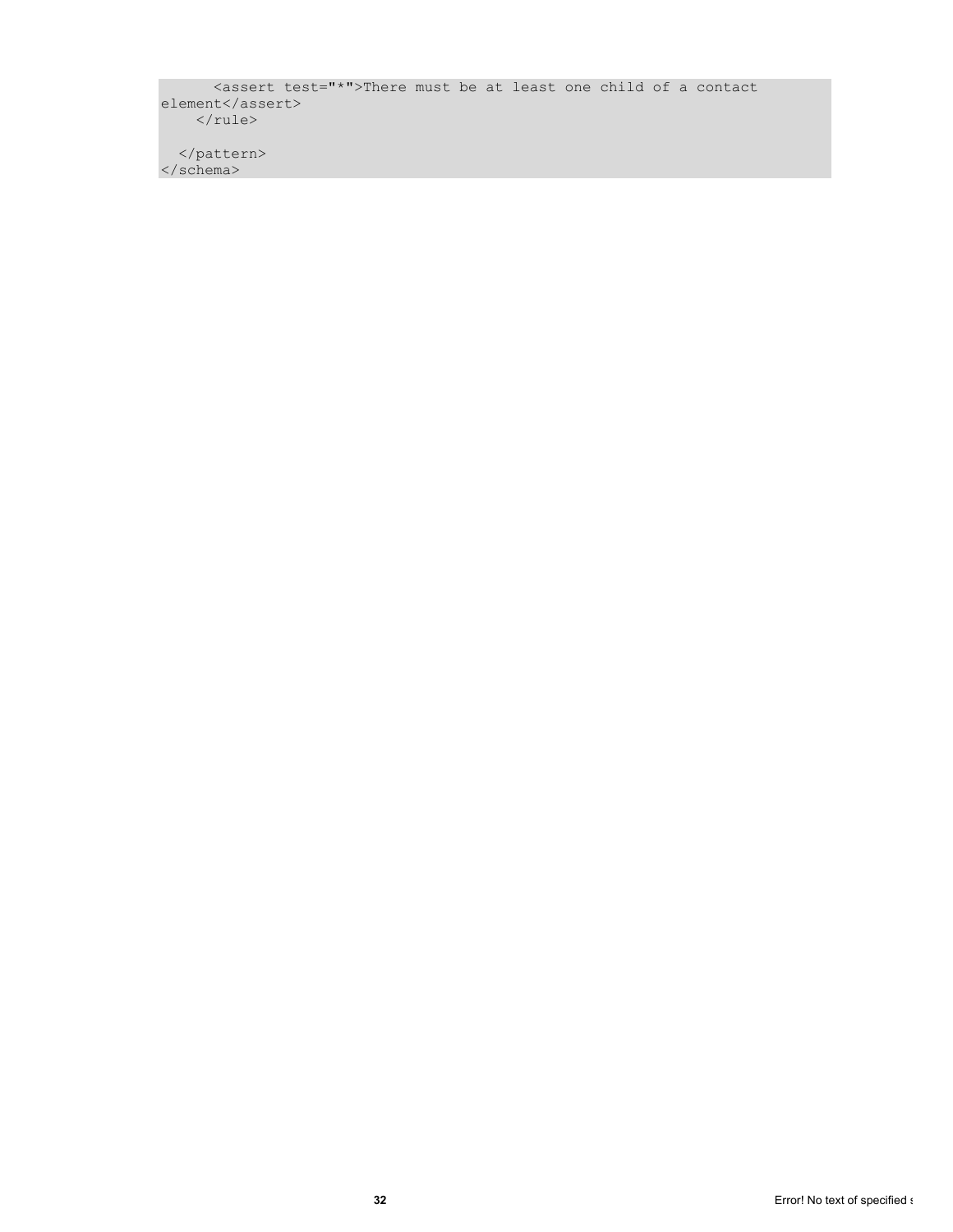```
      <assert test="*">There must be at least one child of a contact
element</assert>
    </rule>

  </pattern>
</schema>
```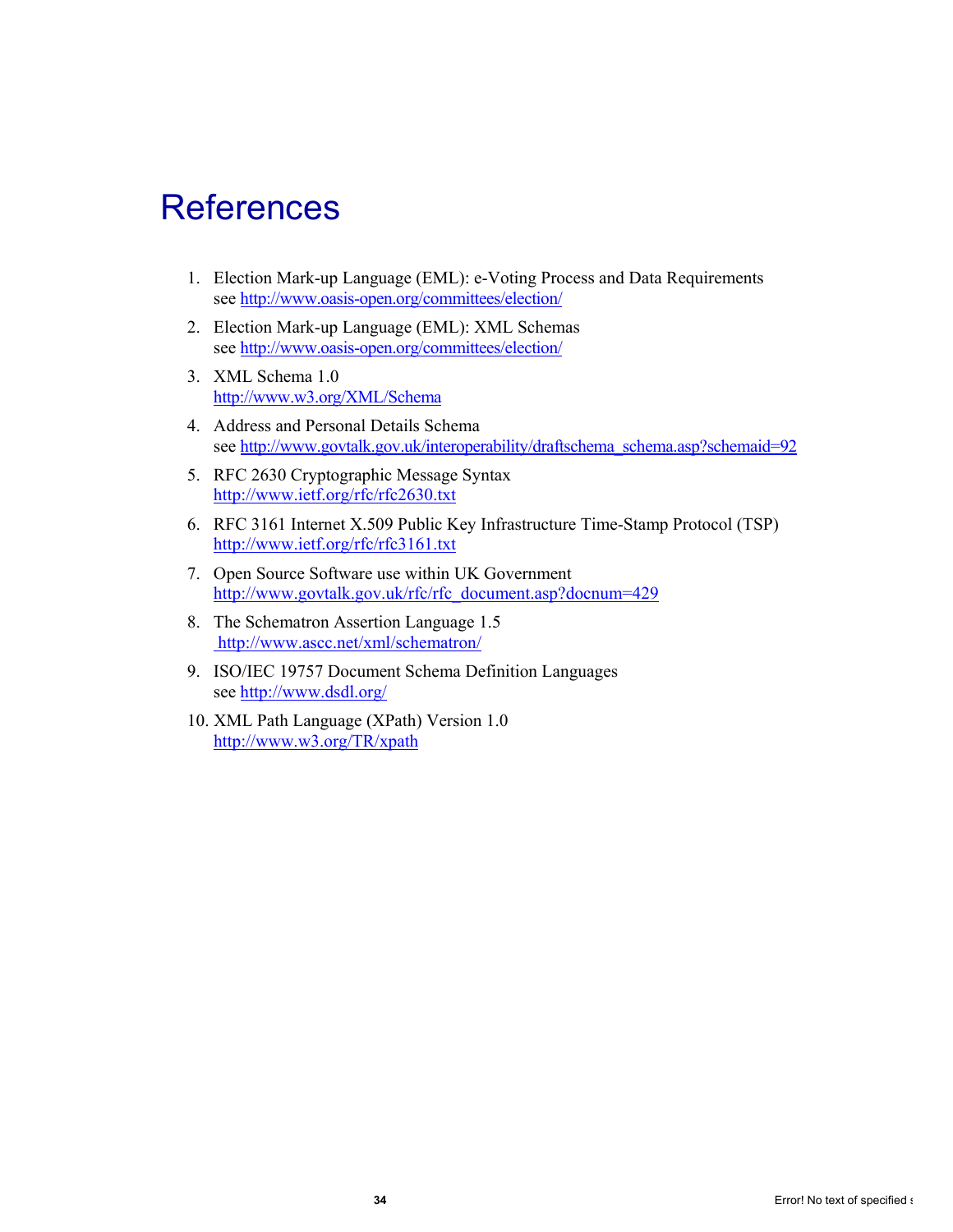# References

1. Election Mark-up Language (EML): e-Voting Process and Data Requirements
   see http://www.oasis-open.org/committees/election/
2. Election Mark-up Language (EML): XML Schemas
   see http://www.oasis-open.org/committees/election/
3. XML Schema 1.0
   http://www.w3.org/XML/Schema
4. Address and Personal Details Schema
   see http://www.govtalk.gov.uk/interoperability/draftschema_schema.asp?schemaid=92
5. RFC 2630 Cryptographic Message Syntax
   http://www.ietf.org/rfc/rfc2630.txt
6. RFC 3161 Internet X.509 Public Key Infrastructure Time-Stamp Protocol (TSP)
   http://www.ietf.org/rfc/rfc3161.txt
7. Open Source Software use within UK Government
   http://www.govtalk.gov.uk/rfc/rfc_document.asp?docnum=429
8. The Schematron Assertion Language 1.5
   http://www.ascc.net/xml/schematron/
9. ISO/IEC 19757 Document Schema Definition Languages
   see http://www.dsdl.org/
10. XML Path Language (XPath) Version 1.0
    http://www.w3.org/TR/xpath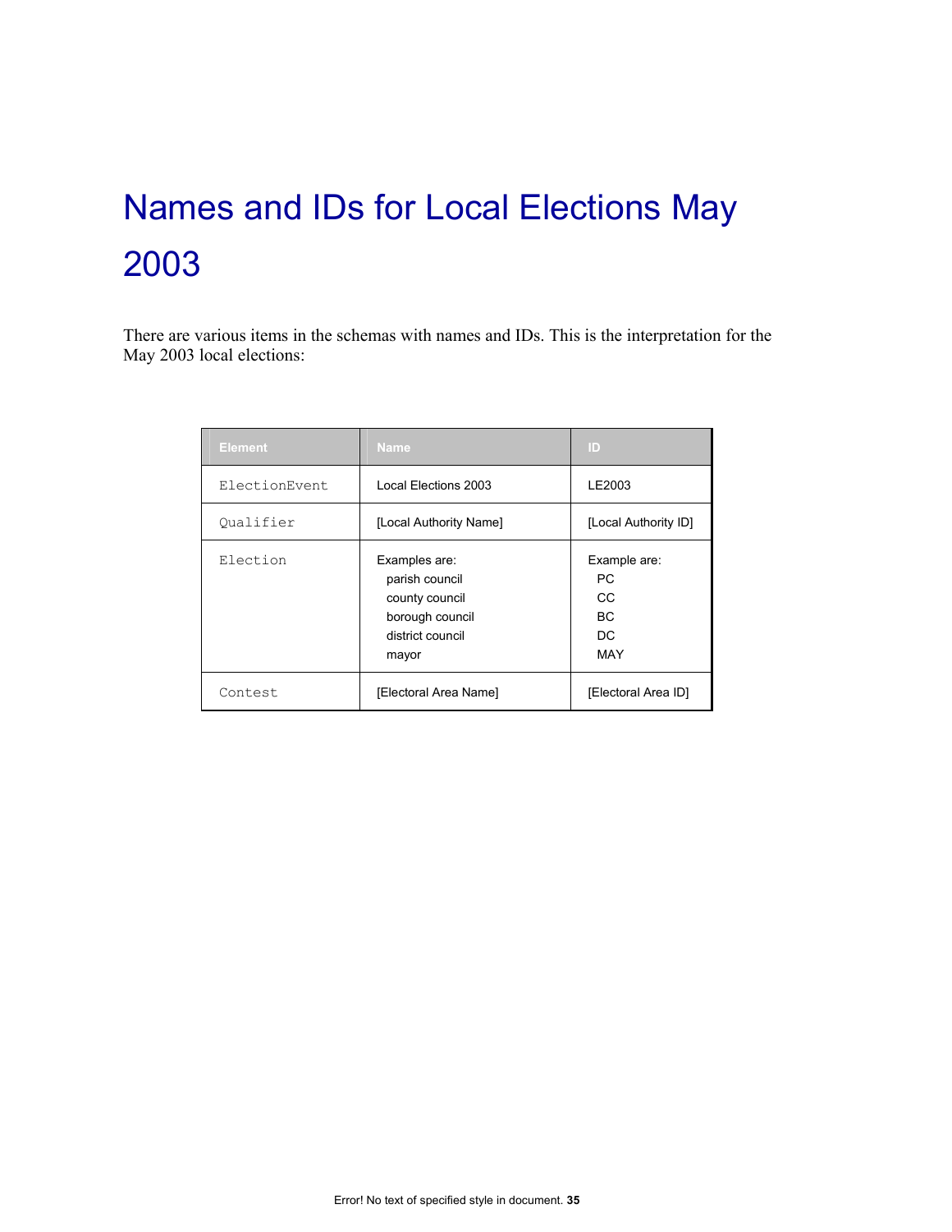# Names and IDs for Local Elections May 2003

There are various items in the schemas with names and IDs. This is the interpretation for the May 2003 local elections:

| Element | Name | ID |
|---|---|---|
| `ElectionEvent` | Local Elections 2003 | LE2003 |
| `Qualifier` | [Local Authority Name] | [Local Authority ID] |
| `Election` | Examples are:<br>parish council<br>county council<br>borough council<br>district council<br>mayor | Example are:<br>PC<br>CC<br>BC<br>DC<br>MAY |
| `Contest` | [Electoral Area Name] | [Electoral Area ID] |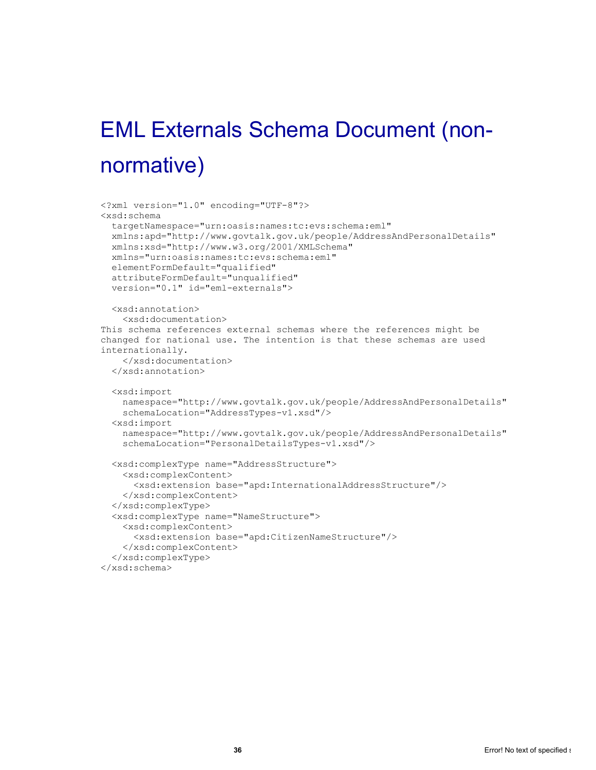# EML Externals Schema Document (non-normative)

```
<?xml version="1.0" encoding="UTF-8"?>
<xsd:schema
  targetNamespace="urn:oasis:names:tc:evs:schema:eml"
  xmlns:apd="http://www.govtalk.gov.uk/people/AddressAndPersonalDetails"
  xmlns:xsd="http://www.w3.org/2001/XMLSchema"
  xmlns="urn:oasis:names:tc:evs:schema:eml"
  elementFormDefault="qualified"
  attributeFormDefault="unqualified"
  version="0.1" id="eml-externals">

  <xsd:annotation>
    <xsd:documentation>
This schema references external schemas where the references might be
changed for national use. The intention is that these schemas are used
internationally.
    </xsd:documentation>
  </xsd:annotation>

  <xsd:import
    namespace="http://www.govtalk.gov.uk/people/AddressAndPersonalDetails"
    schemaLocation="AddressTypes-v1.xsd"/>
  <xsd:import
    namespace="http://www.govtalk.gov.uk/people/AddressAndPersonalDetails"
    schemaLocation="PersonalDetailsTypes-v1.xsd"/>

  <xsd:complexType name="AddressStructure">
    <xsd:complexContent>
      <xsd:extension base="apd:InternationalAddressStructure"/>
    </xsd:complexContent>
  </xsd:complexType>
  <xsd:complexType name="NameStructure">
    <xsd:complexContent>
      <xsd:extension base="apd:CitizenNameStructure"/>
    </xsd:complexContent>
  </xsd:complexType>
</xsd:schema>
```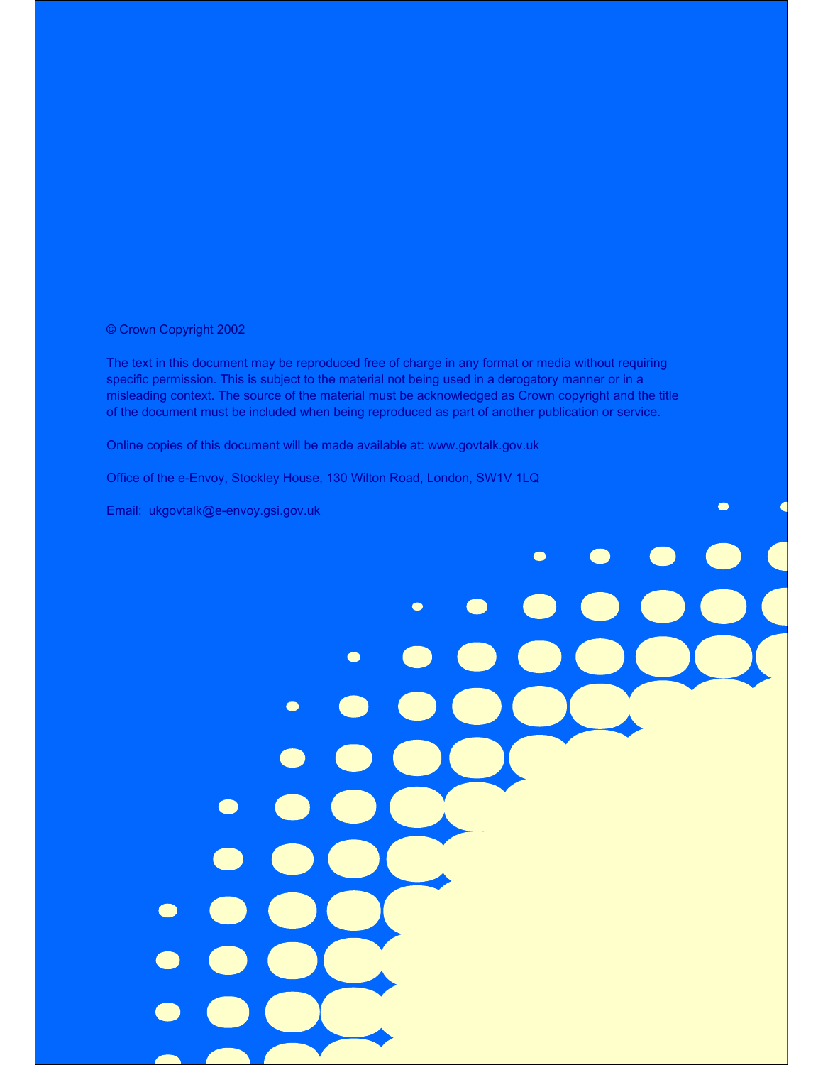© Crown Copyright 2002

The text in this document may be reproduced free of charge in any format or media without requiring specific permission. This is subject to the material not being used in a derogatory manner or in a misleading context. The source of the material must be acknowledged as Crown copyright and the title of the document must be included when being reproduced as part of another publication or service.

Online copies of this document will be made available at: www.govtalk.gov.uk

Office of the e-Envoy, Stockley House, 130 Wilton Road, London, SW1V 1LQ

Email: ukgovtalk@e-envoy.gsi.gov.uk